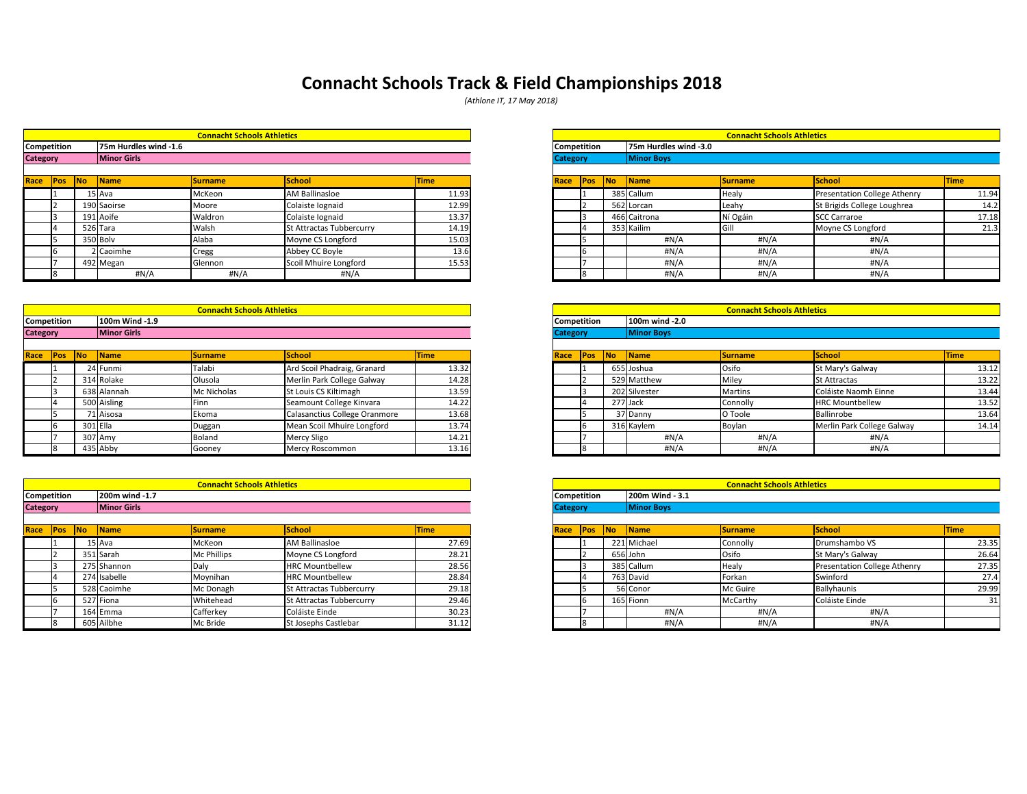# Connacht Schools Track & Field Championships 2018

*(Athlone IT, 17 May 2018)*

**Connacht Schools Athletics**

| Competition | | | 75m Hurdles wind -1.6 | | | |
|---|---|---|---|---|---|---|
| **Category** | | | **Minor Girls** | | | |
| **Race** | **Pos** | **No** | **Name** | **Surname** | **School** | **Time** |
| | 1 | 15 | Ava | McKeon | AM Ballinasloe | 11.93 |
| | 2 | 190 | Saoirse | Moore | Colaiste Iognaid | 12.99 |
| | 3 | 191 | Aoife | Waldron | Colaiste Iognaid | 13.37 |
| | 4 | 526 | Tara | Walsh | St Attractas Tubbercurry | 14.19 |
| | 5 | 350 | Bolv | Alaba | Moyne CS Longford | 15.03 |
| | 6 | 2 | Caoimhe | Cregg | Abbey CC Boyle | 13.6 |
| | 7 | 492 | Megan | Glennon | Scoil Mhuire Longford | 15.53 |
| | 8 | | #N/A | #N/A | #N/A | |

**Connacht Schools Athletics**

| Competition | | | 75m Hurdles wind -3.0 | | | |
|---|---|---|---|---|---|---|
| **Category** | | | **Minor Boys** | | | |
| **Race** | **Pos** | **No** | **Name** | **Surname** | **School** | **Time** |
| | 1 | 385 | Callum | Healy | Presentation College Athenry | 11.94 |
| | 2 | 562 | Lorcan | Leahy | St Brigids College Loughrea | 14.2 |
| | 3 | 466 | Caitrona | Ní Ogáin | SCC Carraroe | 17.18 |
| | 4 | 353 | Kailim | Gill | Moyne CS Longford | 21.3 |
| | 5 | | #N/A | #N/A | #N/A | |
| | 6 | | #N/A | #N/A | #N/A | |
| | 7 | | #N/A | #N/A | #N/A | |
| | 8 | | #N/A | #N/A | #N/A | |

**Connacht Schools Athletics**

| Competition | | | 100m Wind -1.9 | | | |
|---|---|---|---|---|---|---|
| **Category** | | | **Minor Girls** | | | |
| **Race** | **Pos** | **No** | **Name** | **Surname** | **School** | **Time** |
| | 1 | 24 | Funmi | Talabi | Ard Scoil Phadraig, Granard | 13.32 |
| | 2 | 314 | Rolake | Olusola | Merlin Park College Galway | 14.28 |
| | 3 | 638 | Alannah | Mc Nicholas | St Louis CS Kiltimagh | 13.59 |
| | 4 | 500 | Aisling | Finn | Seamount College Kinvara | 14.22 |
| | 5 | 71 | Aisosa | Ekoma | Calasanctius College Oranmore | 13.68 |
| | 6 | 301 | Ella | Duggan | Mean Scoil Mhuire Longford | 13.74 |
| | 7 | 307 | Amy | Boland | Mercy Sligo | 14.21 |
| | 8 | 435 | Abby | Gooney | Mercy Roscommon | 13.16 |

**Connacht Schools Athletics**

| Competition | | | 100m wind -2.0 | | | |
|---|---|---|---|---|---|---|
| **Category** | | | **Minor Boys** | | | |
| **Race** | **Pos** | **No** | **Name** | **Surname** | **School** | **Time** |
| | 1 | 655 | Joshua | Osifo | St Mary's Galway | 13.12 |
| | 2 | 529 | Matthew | Miley | St Attractas | 13.22 |
| | 3 | 202 | Silvester | Martins | Coláiste Naomh Einne | 13.44 |
| | 4 | 277 | Jack | Connolly | HRC Mountbellew | 13.52 |
| | 5 | 37 | Danny | O Toole | Ballinrobe | 13.64 |
| | 6 | 316 | Kaylem | Boylan | Merlin Park College Galway | 14.14 |
| | 7 | | #N/A | #N/A | #N/A | |
| | 8 | | #N/A | #N/A | #N/A | |

**Connacht Schools Athletics**

| Competition | | | 200m wind -1.7 | | | |
|---|---|---|---|---|---|---|
| **Category** | | | **Minor Girls** | | | |
| **Race** | **Pos** | **No** | **Name** | **Surname** | **School** | **Time** |
| | 1 | 15 | Ava | McKeon | AM Ballinasloe | 27.69 |
| | 2 | 351 | Sarah | Mc Phillips | Moyne CS Longford | 28.21 |
| | 3 | 275 | Shannon | Daly | HRC Mountbellew | 28.56 |
| | 4 | 274 | Isabelle | Moynihan | HRC Mountbellew | 28.84 |
| | 5 | 528 | Caoimhe | Mc Donagh | St Attractas Tubbercurry | 29.18 |
| | 6 | 527 | Fiona | Whitehead | St Attractas Tubbercurry | 29.46 |
| | 7 | 164 | Emma | Cafferkey | Coláiste Einde | 30.23 |
| | 8 | 605 | Ailbhe | Mc Bride | St Josephs Castlebar | 31.12 |

**Connacht Schools Athletics**

| Competition | | | 200m Wind - 3.1 | | | |
|---|---|---|---|---|---|---|
| **Category** | | | **Minor Boys** | | | |
| **Race** | **Pos** | **No** | **Name** | **Surname** | **School** | **Time** |
| | 1 | 221 | Michael | Connolly | Drumshambo VS | 23.35 |
| | 2 | 656 | John | Osifo | St Mary's Galway | 26.64 |
| | 3 | 385 | Callum | Healy | Presentation College Athenry | 27.35 |
| | 4 | 763 | David | Forkan | Swinford | 27.4 |
| | 5 | 56 | Conor | Mc Guire | Ballyhaunis | 29.99 |
| | 6 | 165 | Fionn | McCarthy | Coláiste Einde | 31 |
| | 7 | | #N/A | #N/A | #N/A | |
| | 8 | | #N/A | #N/A | #N/A | |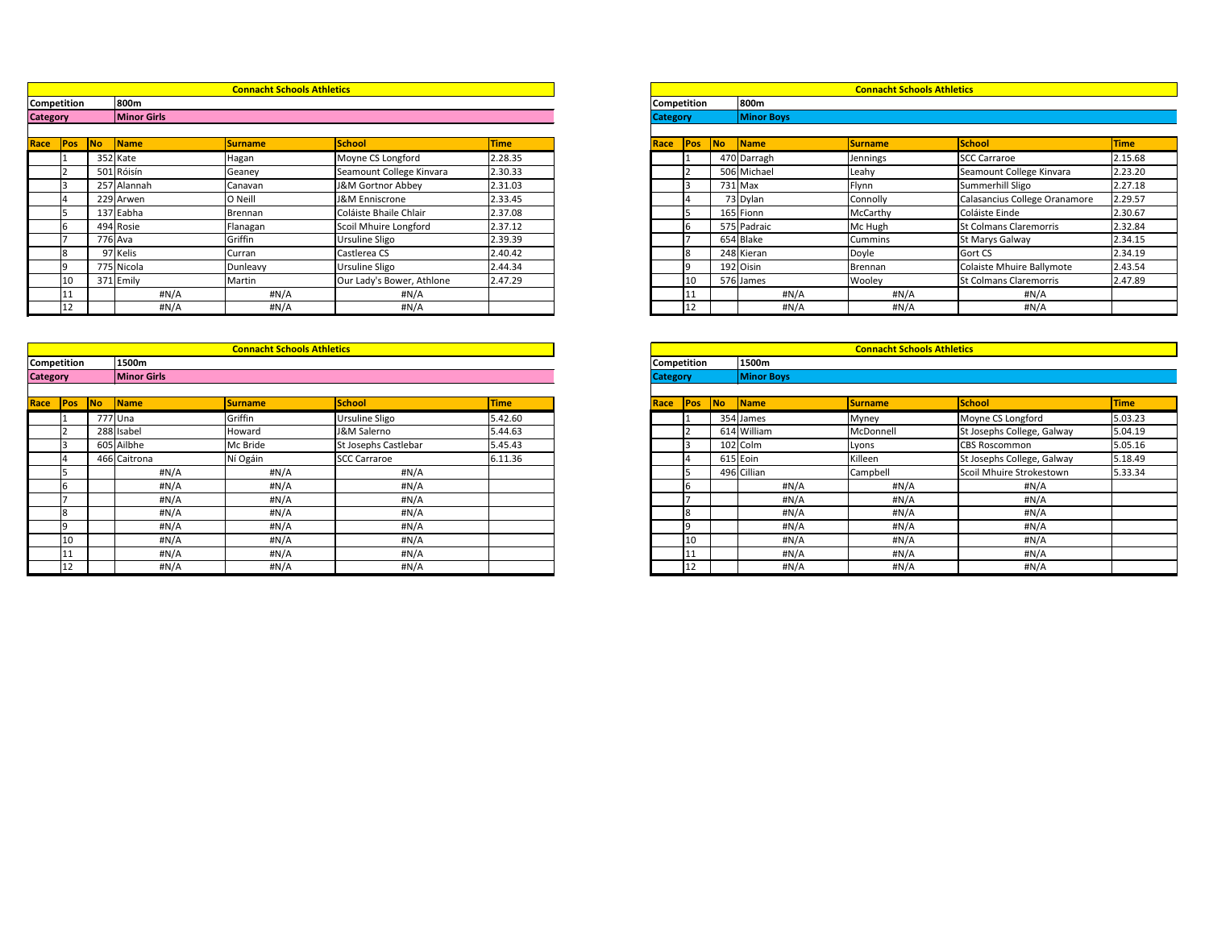## Connacht Schools Athletics

**Competition:** 800m
**Category:** Minor Girls

| Race | Pos | No | Name | Surname | School | Time |
|---|---|---|---|---|---|---|
| | 1 | 352 | Kate | Hagan | Moyne CS Longford | 2.28.35 |
| | 2 | 501 | Róisín | Geaney | Seamount College Kinvara | 2.30.33 |
| | 3 | 257 | Alannah | Canavan | J&M Gortnor Abbey | 2.31.03 |
| | 4 | 229 | Arwen | O Neill | J&M Enniscrone | 2.33.45 |
| | 5 | 137 | Eabha | Brennan | Coláiste Bhaile Chlair | 2.37.08 |
| | 6 | 494 | Rosie | Flanagan | Scoil Mhuire Longford | 2.37.12 |
| | 7 | 776 | Ava | Griffin | Ursuline Sligo | 2.39.39 |
| | 8 | 97 | Kelis | Curran | Castlerea CS | 2.40.42 |
| | 9 | 775 | Nicola | Dunleavy | Ursuline Sligo | 2.44.34 |
| | 10 | 371 | Emily | Martin | Our Lady's Bower, Athlone | 2.47.29 |
| | 11 | | #N/A | #N/A | #N/A | |
| | 12 | | #N/A | #N/A | #N/A | |

## Connacht Schools Athletics

**Competition:** 800m
**Category:** Minor Boys

| Race | Pos | No | Name | Surname | School | Time |
|---|---|---|---|---|---|---|
| | 1 | 470 | Darragh | Jennings | SCC Carraroe | 2.15.68 |
| | 2 | 506 | Michael | Leahy | Seamount College Kinvara | 2.23.20 |
| | 3 | 731 | Max | Flynn | Summerhill Sligo | 2.27.18 |
| | 4 | 73 | Dylan | Connolly | Calasancius College Oranamore | 2.29.57 |
| | 5 | 165 | Fionn | McCarthy | Coláiste Einde | 2.30.67 |
| | 6 | 575 | Padraic | Mc Hugh | St Colmans Claremorris | 2.32.84 |
| | 7 | 654 | Blake | Cummins | St Marys Galway | 2.34.15 |
| | 8 | 248 | Kieran | Doyle | Gort CS | 2.34.19 |
| | 9 | 192 | Oisin | Brennan | Colaiste Mhuire Ballymote | 2.43.54 |
| | 10 | 576 | James | Wooley | St Colmans Claremorris | 2.47.89 |
| | 11 | | #N/A | #N/A | #N/A | |
| | 12 | | #N/A | #N/A | #N/A | |

## Connacht Schools Athletics

**Competition:** 1500m
**Category:** Minor Girls

| Race | Pos | No | Name | Surname | School | Time |
|---|---|---|---|---|---|---|
| | 1 | 777 | Una | Griffin | Ursuline Sligo | 5.42.60 |
| | 2 | 288 | Isabel | Howard | J&M Salerno | 5.44.63 |
| | 3 | 605 | Ailbhe | Mc Bride | St Josephs Castlebar | 5.45.43 |
| | 4 | 466 | Caitrona | Ní Ogáin | SCC Carraroe | 6.11.36 |
| | 5 | | #N/A | #N/A | #N/A | |
| | 6 | | #N/A | #N/A | #N/A | |
| | 7 | | #N/A | #N/A | #N/A | |
| | 8 | | #N/A | #N/A | #N/A | |
| | 9 | | #N/A | #N/A | #N/A | |
| | 10 | | #N/A | #N/A | #N/A | |
| | 11 | | #N/A | #N/A | #N/A | |
| | 12 | | #N/A | #N/A | #N/A | |

## Connacht Schools Athletics

**Competition:** 1500m
**Category:** Minor Boys

| Race | Pos | No | Name | Surname | School | Time |
|---|---|---|---|---|---|---|
| | 1 | 354 | James | Myney | Moyne CS Longford | 5.03.23 |
| | 2 | 614 | William | McDonnell | St Josephs College, Galway | 5.04.19 |
| | 3 | 102 | Colm | Lyons | CBS Roscommon | 5.05.16 |
| | 4 | 615 | Eoin | Killeen | St Josephs College, Galway | 5.18.49 |
| | 5 | 496 | Cillian | Campbell | Scoil Mhuire Strokestown | 5.33.34 |
| | 6 | | #N/A | #N/A | #N/A | |
| | 7 | | #N/A | #N/A | #N/A | |
| | 8 | | #N/A | #N/A | #N/A | |
| | 9 | | #N/A | #N/A | #N/A | |
| | 10 | | #N/A | #N/A | #N/A | |
| | 11 | | #N/A | #N/A | #N/A | |
| | 12 | | #N/A | #N/A | #N/A | |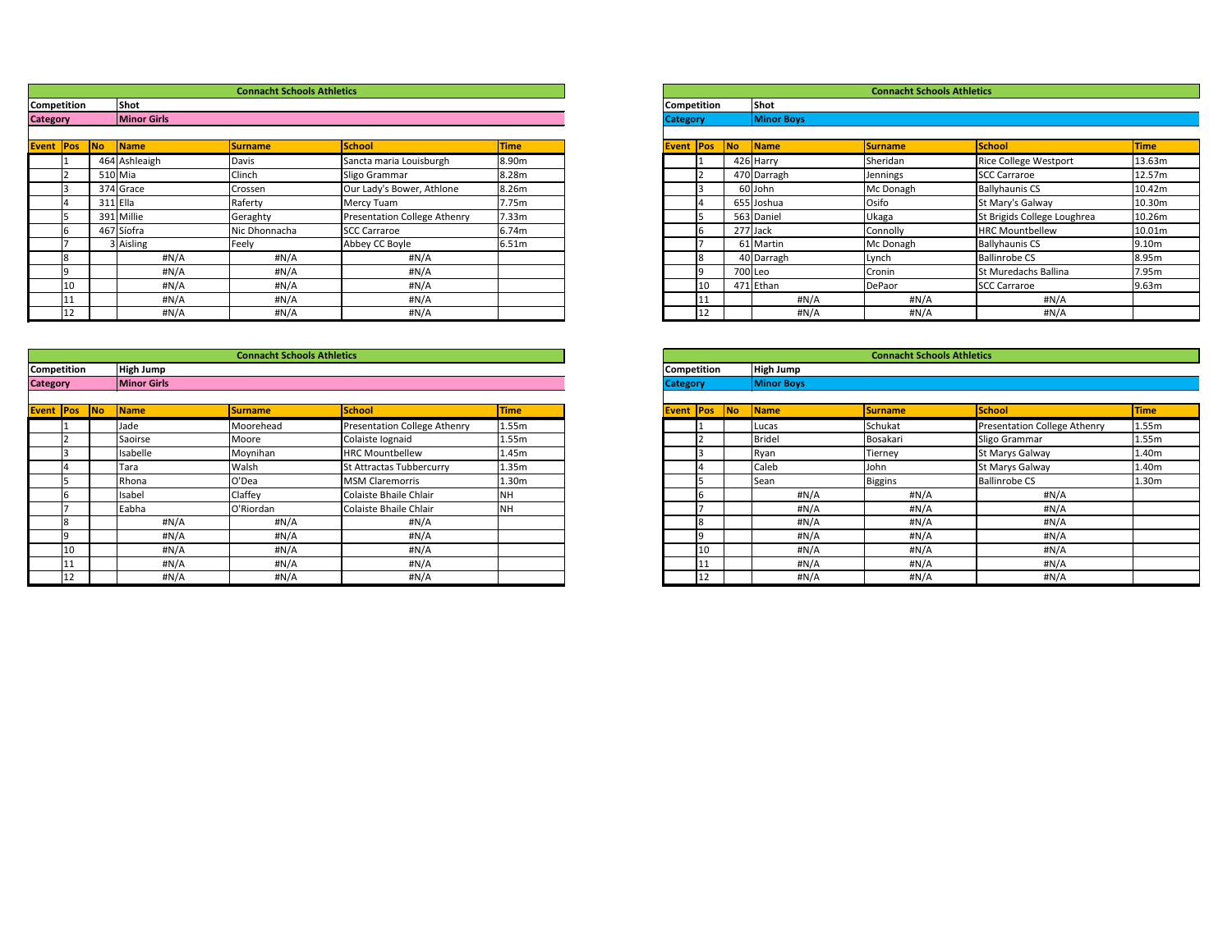## Connacht Schools Athletics

**Competition:** Shot
**Category:** Minor Girls

| Event | Pos | No | Name | Surname | School | Time |
|---|---|---|---|---|---|---|
| | 1 | 464 | Ashleaigh | Davis | Sancta maria Louisburgh | 8.90m |
| | 2 | 510 | Mia | Clinch | Sligo Grammar | 8.28m |
| | 3 | 374 | Grace | Crossen | Our Lady's Bower, Athlone | 8.26m |
| | 4 | 311 | Ella | Raferty | Mercy Tuam | 7.75m |
| | 5 | 391 | Millie | Geraghty | Presentation College Athenry | 7.33m |
| | 6 | 467 | Síofra | Nic Dhonnacha | SCC Carraroe | 6.74m |
| | 7 | 3 | Aisling | Feely | Abbey CC Boyle | 6.51m |
| | 8 | | #N/A | #N/A | #N/A | |
| | 9 | | #N/A | #N/A | #N/A | |
| | 10 | | #N/A | #N/A | #N/A | |
| | 11 | | #N/A | #N/A | #N/A | |
| | 12 | | #N/A | #N/A | #N/A | |

## Connacht Schools Athletics

**Competition:** Shot
**Category:** Minor Boys

| Event | Pos | No | Name | Surname | School | Time |
|---|---|---|---|---|---|---|
| | 1 | 426 | Harry | Sheridan | Rice College Westport | 13.63m |
| | 2 | 470 | Darragh | Jennings | SCC Carraroe | 12.57m |
| | 3 | 60 | John | Mc Donagh | Ballyhaunis CS | 10.42m |
| | 4 | 655 | Joshua | Osifo | St Mary's Galway | 10.30m |
| | 5 | 563 | Daniel | Ukaga | St Brigids College Loughrea | 10.26m |
| | 6 | 277 | Jack | Connolly | HRC Mountbellew | 10.01m |
| | 7 | 61 | Martin | Mc Donagh | Ballyhaunis CS | 9.10m |
| | 8 | 40 | Darragh | Lynch | Ballinrobe CS | 8.95m |
| | 9 | 700 | Leo | Cronin | St Muredachs Ballina | 7.95m |
| | 10 | 471 | Ethan | DePaor | SCC Carraroe | 9.63m |
| | 11 | | #N/A | #N/A | #N/A | |
| | 12 | | #N/A | #N/A | #N/A | |

## Connacht Schools Athletics

**Competition:** High Jump
**Category:** Minor Girls

| Event | Pos | No | Name | Surname | School | Time |
|---|---|---|---|---|---|---|
| | 1 | | Jade | Moorehead | Presentation College Athenry | 1.55m |
| | 2 | | Saoirse | Moore | Colaiste Iognaid | 1.55m |
| | 3 | | Isabelle | Moynihan | HRC Mountbellew | 1.45m |
| | 4 | | Tara | Walsh | St Attractas Tubbercurry | 1.35m |
| | 5 | | Rhona | O'Dea | MSM Claremorris | 1.30m |
| | 6 | | Isabel | Claffey | Colaiste Bhaile Chlair | NH |
| | 7 | | Eabha | O'Riordan | Colaiste Bhaile Chlair | NH |
| | 8 | | #N/A | #N/A | #N/A | |
| | 9 | | #N/A | #N/A | #N/A | |
| | 10 | | #N/A | #N/A | #N/A | |
| | 11 | | #N/A | #N/A | #N/A | |
| | 12 | | #N/A | #N/A | #N/A | |

## Connacht Schools Athletics

**Competition:** High Jump
**Category:** Minor Boys

| Event | Pos | No | Name | Surname | School | Time |
|---|---|---|---|---|---|---|
| | 1 | | Lucas | Schukat | Presentation College Athenry | 1.55m |
| | 2 | | Bridel | Bosakari | Sligo Grammar | 1.55m |
| | 3 | | Ryan | Tierney | St Marys Galway | 1.40m |
| | 4 | | Caleb | John | St Marys Galway | 1.40m |
| | 5 | | Sean | Biggins | Ballinrobe CS | 1.30m |
| | 6 | | #N/A | #N/A | #N/A | |
| | 7 | | #N/A | #N/A | #N/A | |
| | 8 | | #N/A | #N/A | #N/A | |
| | 9 | | #N/A | #N/A | #N/A | |
| | 10 | | #N/A | #N/A | #N/A | |
| | 11 | | #N/A | #N/A | #N/A | |
| | 12 | | #N/A | #N/A | #N/A | |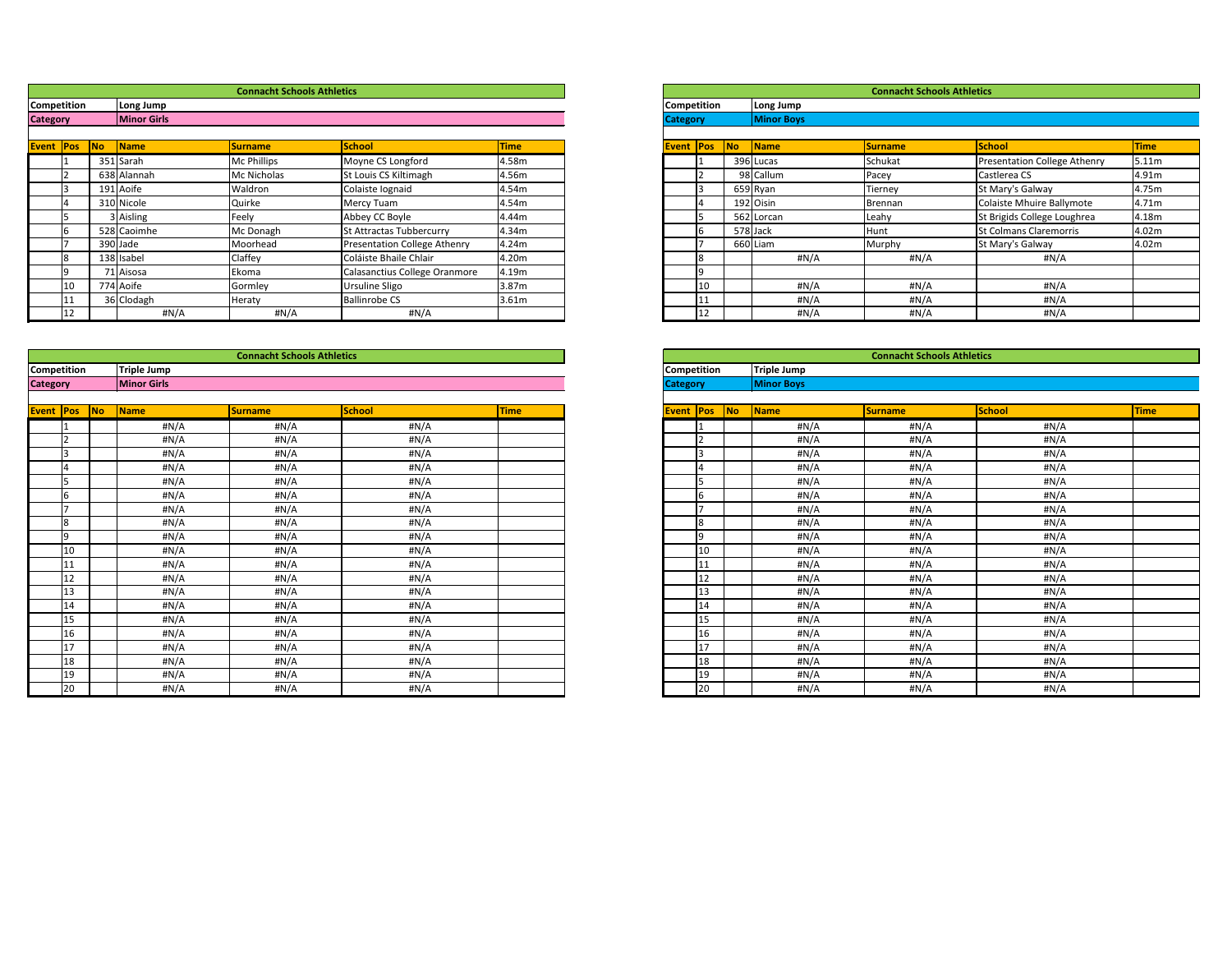## Connacht Schools Athletics

**Competition:** Long Jump
**Category:** Minor Girls

| Event | Pos | No | Name | Surname | School | Time |
|---|---|---|---|---|---|---|
| | 1 | 351 | Sarah | Mc Phillips | Moyne CS Longford | 4.58m |
| | 2 | 638 | Alannah | Mc Nicholas | St Louis CS Kiltimagh | 4.56m |
| | 3 | 191 | Aoife | Waldron | Colaiste Iognaid | 4.54m |
| | 4 | 310 | Nicole | Quirke | Mercy Tuam | 4.54m |
| | 5 | 3 | Aisling | Feely | Abbey CC Boyle | 4.44m |
| | 6 | 528 | Caoimhe | Mc Donagh | St Attractas Tubbercurry | 4.34m |
| | 7 | 390 | Jade | Moorhead | Presentation College Athenry | 4.24m |
| | 8 | 138 | Isabel | Claffey | Coláiste Bhaile Chlair | 4.20m |
| | 9 | 71 | Aisosa | Ekoma | Calasanctius College Oranmore | 4.19m |
| | 10 | 774 | Aoife | Gormley | Ursuline Sligo | 3.87m |
| | 11 | 36 | Clodagh | Heraty | Ballinrobe CS | 3.61m |
| | 12 | | #N/A | #N/A | #N/A | |

## Connacht Schools Athletics

**Competition:** Long Jump
**Category:** Minor Boys

| Event | Pos | No | Name | Surname | School | Time |
|---|---|---|---|---|---|---|
| | 1 | 396 | Lucas | Schukat | Presentation College Athenry | 5.11m |
| | 2 | 98 | Callum | Pacey | Castlerea CS | 4.91m |
| | 3 | 659 | Ryan | Tierney | St Mary's Galway | 4.75m |
| | 4 | 192 | Oisin | Brennan | Colaiste Mhuire Ballymote | 4.71m |
| | 5 | 562 | Lorcan | Leahy | St Brigids College Loughrea | 4.18m |
| | 6 | 578 | Jack | Hunt | St Colmans Claremorris | 4.02m |
| | 7 | 660 | Liam | Murphy | St Mary's Galway | 4.02m |
| | 8 | | #N/A | #N/A | #N/A | |
| | 9 | | | | | |
| | 10 | | #N/A | #N/A | #N/A | |
| | 11 | | #N/A | #N/A | #N/A | |
| | 12 | | #N/A | #N/A | #N/A | |

## Connacht Schools Athletics

**Competition:** Triple Jump
**Category:** Minor Girls

| Event | Pos | No | Name | Surname | School | Time |
|---|---|---|---|---|---|---|
| | 1 | | #N/A | #N/A | #N/A | |
| | 2 | | #N/A | #N/A | #N/A | |
| | 3 | | #N/A | #N/A | #N/A | |
| | 4 | | #N/A | #N/A | #N/A | |
| | 5 | | #N/A | #N/A | #N/A | |
| | 6 | | #N/A | #N/A | #N/A | |
| | 7 | | #N/A | #N/A | #N/A | |
| | 8 | | #N/A | #N/A | #N/A | |
| | 9 | | #N/A | #N/A | #N/A | |
| | 10 | | #N/A | #N/A | #N/A | |
| | 11 | | #N/A | #N/A | #N/A | |
| | 12 | | #N/A | #N/A | #N/A | |
| | 13 | | #N/A | #N/A | #N/A | |
| | 14 | | #N/A | #N/A | #N/A | |
| | 15 | | #N/A | #N/A | #N/A | |
| | 16 | | #N/A | #N/A | #N/A | |
| | 17 | | #N/A | #N/A | #N/A | |
| | 18 | | #N/A | #N/A | #N/A | |
| | 19 | | #N/A | #N/A | #N/A | |
| | 20 | | #N/A | #N/A | #N/A | |

## Connacht Schools Athletics

**Competition:** Triple Jump
**Category:** Minor Boys

| Event | Pos | No | Name | Surname | School | Time |
|---|---|---|---|---|---|---|
| | 1 | | #N/A | #N/A | #N/A | |
| | 2 | | #N/A | #N/A | #N/A | |
| | 3 | | #N/A | #N/A | #N/A | |
| | 4 | | #N/A | #N/A | #N/A | |
| | 5 | | #N/A | #N/A | #N/A | |
| | 6 | | #N/A | #N/A | #N/A | |
| | 7 | | #N/A | #N/A | #N/A | |
| | 8 | | #N/A | #N/A | #N/A | |
| | 9 | | #N/A | #N/A | #N/A | |
| | 10 | | #N/A | #N/A | #N/A | |
| | 11 | | #N/A | #N/A | #N/A | |
| | 12 | | #N/A | #N/A | #N/A | |
| | 13 | | #N/A | #N/A | #N/A | |
| | 14 | | #N/A | #N/A | #N/A | |
| | 15 | | #N/A | #N/A | #N/A | |
| | 16 | | #N/A | #N/A | #N/A | |
| | 17 | | #N/A | #N/A | #N/A | |
| | 18 | | #N/A | #N/A | #N/A | |
| | 19 | | #N/A | #N/A | #N/A | |
| | 20 | | #N/A | #N/A | #N/A | |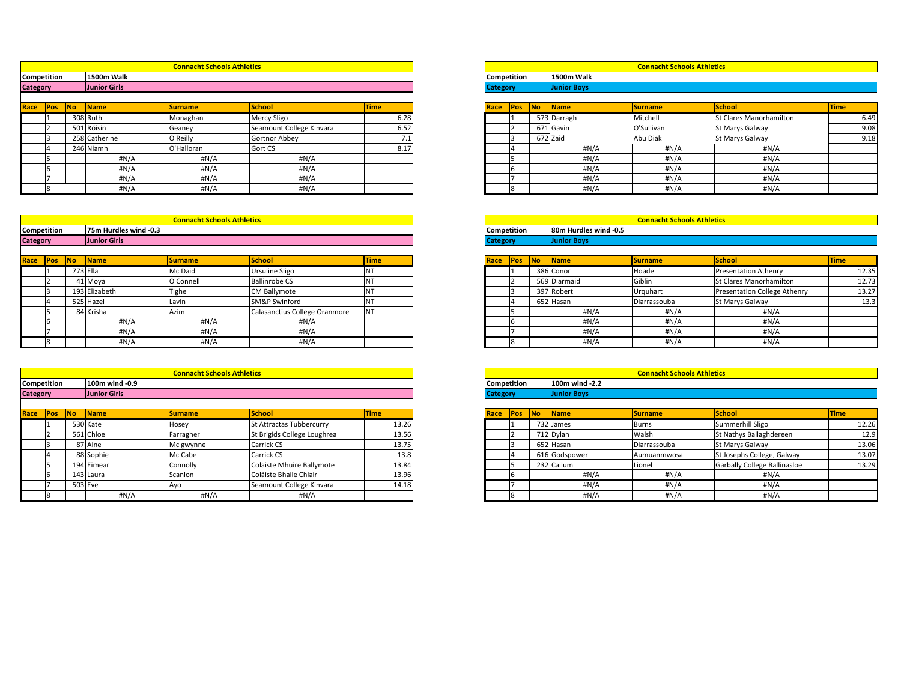## Connacht Schools Athletics

**Competition:** 1500m Walk
**Category:** Junior Girls

| Race | Pos | No | Name | Surname | School | Time |
|---|---|---|---|---|---|---|
| | 1 | 308 | Ruth | Monaghan | Mercy Sligo | 6.28 |
| | 2 | 501 | Róisín | Geaney | Seamount College Kinvara | 6.52 |
| | 3 | 258 | Catherine | O Reilly | Gortnor Abbey | 7.1 |
| | 4 | 246 | Niamh | O'Halloran | Gort CS | 8.17 |
| | 5 | | #N/A | #N/A | #N/A | |
| | 6 | | #N/A | #N/A | #N/A | |
| | 7 | | #N/A | #N/A | #N/A | |
| | 8 | | #N/A | #N/A | #N/A | |

## Connacht Schools Athletics

**Competition:** 1500m Walk
**Category:** Junior Boys

| Race | Pos | No | Name | Surname | School | Time |
|---|---|---|---|---|---|---|
| | 1 | 573 | Darragh | Mitchell | St Clares Manorhamilton | 6.49 |
| | 2 | 671 | Gavin | O'Sullivan | St Marys Galway | 9.08 |
| | 3 | 672 | Zaid | Abu Diak | St Marys Galway | 9.18 |
| | 4 | | #N/A | #N/A | #N/A | |
| | 5 | | #N/A | #N/A | #N/A | |
| | 6 | | #N/A | #N/A | #N/A | |
| | 7 | | #N/A | #N/A | #N/A | |
| | 8 | | #N/A | #N/A | #N/A | |

## Connacht Schools Athletics

**Competition:** 75m Hurdles wind -0.3
**Category:** Junior Girls

| Race | Pos | No | Name | Surname | School | Time |
|---|---|---|---|---|---|---|
| | 1 | 773 | Ella | Mc Daid | Ursuline Sligo | NT |
| | 2 | 41 | Moya | O Connell | Ballinrobe CS | NT |
| | 3 | 193 | Elizabeth | Tighe | CM Ballymote | NT |
| | 4 | 525 | Hazel | Lavin | SM&P Swinford | NT |
| | 5 | 84 | Krisha | Azim | Calasanctius College Oranmore | NT |
| | 6 | | #N/A | #N/A | #N/A | |
| | 7 | | #N/A | #N/A | #N/A | |
| | 8 | | #N/A | #N/A | #N/A | |

## Connacht Schools Athletics

**Competition:** 80m Hurdles wind -0.5
**Category:** Junior Boys

| Race | Pos | No | Name | Surname | School | Time |
|---|---|---|---|---|---|---|
| | 1 | 386 | Conor | Hoade | Presentation Athenry | 12.35 |
| | 2 | 569 | Diarmaid | Giblin | St Clares Manorhamilton | 12.73 |
| | 3 | 397 | Robert | Urquhart | Presentation College Athenry | 13.27 |
| | 4 | 652 | Hasan | Diarrassouba | St Marys Galway | 13.3 |
| | 5 | | #N/A | #N/A | #N/A | |
| | 6 | | #N/A | #N/A | #N/A | |
| | 7 | | #N/A | #N/A | #N/A | |
| | 8 | | #N/A | #N/A | #N/A | |

## Connacht Schools Athletics

**Competition:** 100m wind -0.9
**Category:** Junior Girls

| Race | Pos | No | Name | Surname | School | Time |
|---|---|---|---|---|---|---|
| | 1 | 530 | Kate | Hosey | St Attractas Tubbercurry | 13.26 |
| | 2 | 561 | Chloe | Farragher | St Brigids College Loughrea | 13.56 |
| | 3 | 87 | Aine | Mc gwynne | Carrick CS | 13.75 |
| | 4 | 88 | Sophie | Mc Cabe | Carrick CS | 13.8 |
| | 5 | 194 | Eimear | Connolly | Colaiste Mhuire Ballymote | 13.84 |
| | 6 | 143 | Laura | Scanlon | Coláiste Bhaile Chlair | 13.96 |
| | 7 | 503 | Eve | Ayo | Seamount College Kinvara | 14.18 |
| | 8 | | #N/A | #N/A | #N/A | |

## Connacht Schools Athletics

**Competition:** 100m wind -2.2
**Category:** Junior Boys

| Race | Pos | No | Name | Surname | School | Time |
|---|---|---|---|---|---|---|
| | 1 | 732 | James | Burns | Summerhill Sligo | 12.26 |
| | 2 | 712 | Dylan | Walsh | St Nathys Ballaghdereen | 12.9 |
| | 3 | 652 | Hasan | Diarrassouba | St Marys Galway | 13.06 |
| | 4 | 616 | Godspower | Aumuanmwosa | St Josephs College, Galway | 13.07 |
| | 5 | 232 | Cailum | Lionel | Garbally College Ballinasloe | 13.29 |
| | 6 | | #N/A | #N/A | #N/A | |
| | 7 | | #N/A | #N/A | #N/A | |
| | 8 | | #N/A | #N/A | #N/A | |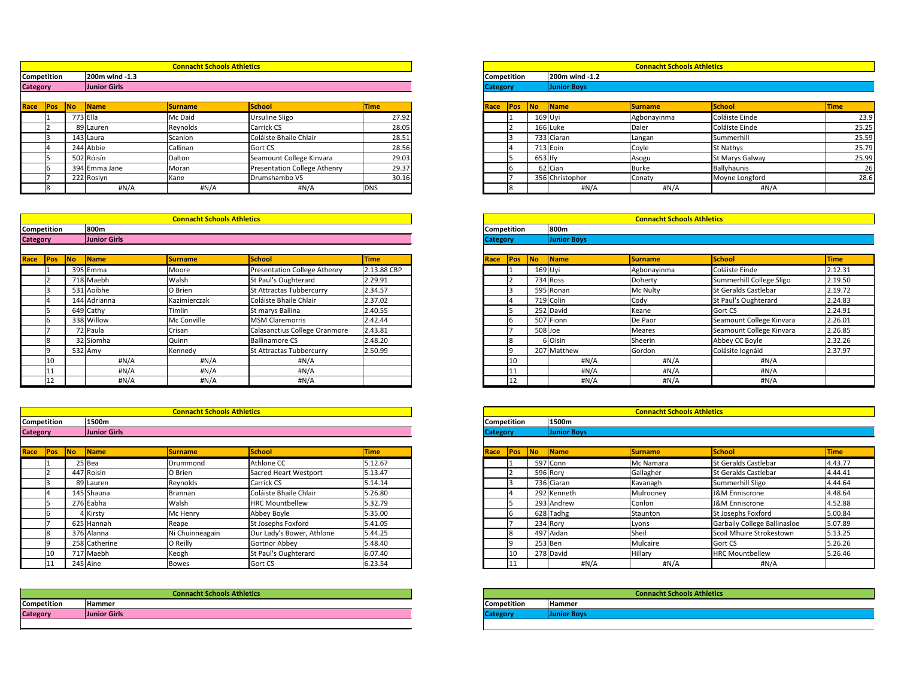## Connacht Schools Athletics

**Competition:** 200m wind -1.3
**Category:** Junior Girls

| Race | Pos | No | Name | Surname | School | Time |
|---|---|---|---|---|---|---|
| | 1 | 773 | Ella | Mc Daid | Ursuline Sligo | 27.92 |
| | 2 | 89 | Lauren | Reynolds | Carrick CS | 28.05 |
| | 3 | 143 | Laura | Scanlon | Coláiste Bhaile Chlair | 28.51 |
| | 4 | 244 | Abbie | Callinan | Gort CS | 28.56 |
| | 5 | 502 | Róisín | Dalton | Seamount College Kinvara | 29.03 |
| | 6 | 394 | Emma Jane | Moran | Presentation College Athenry | 29.37 |
| | 7 | 222 | Roslyn | Kane | Drumshambo VS | 30.16 |
| | 8 | | #N/A | #N/A | #N/A | DNS |

## Connacht Schools Athletics

**Competition:** 200m wind -1.2
**Category:** Junior Boys

| Race | Pos | No | Name | Surname | School | Time |
|---|---|---|---|---|---|---|
| | 1 | 169 | Uyi | Agbonayinma | Coláiste Einde | 23.9 |
| | 2 | 166 | Luke | Daler | Coláiste Einde | 25.25 |
| | 3 | 733 | Ciaran | Langan | Summerhill | 25.59 |
| | 4 | 713 | Eoin | Coyle | St Nathys | 25.79 |
| | 5 | 653 | Ify | Asogu | St Marys Galway | 25.99 |
| | 6 | 62 | Cian | Burke | Ballyhaunis | 26 |
| | 7 | 356 | Christopher | Conaty | Moyne Longford | 28.6 |
| | 8 | | #N/A | #N/A | #N/A | |

## Connacht Schools Athletics

**Competition:** 800m
**Category:** Junior Girls

| Race | Pos | No | Name | Surname | School | Time |
|---|---|---|---|---|---|---|
| | 1 | 395 | Emma | Moore | Presentation College Athenry | 2.13.88 CBP |
| | 2 | 718 | Maebh | Walsh | St Paul's Oughterard | 2.29.91 |
| | 3 | 531 | Aoibhe | O Brien | St Attractas Tubbercurry | 2.34.57 |
| | 4 | 144 | Adrianna | Kazimierczak | Coláiste Bhaile Chlair | 2.37.02 |
| | 5 | 649 | Cathy | Timlin | St marys Ballina | 2.40.55 |
| | 6 | 338 | Willow | Mc Conville | MSM Claremorris | 2.42.44 |
| | 7 | 72 | Paula | Crisan | Calasanctius College Oranmore | 2.43.81 |
| | 8 | 32 | Siomha | Quinn | Ballinamore CS | 2.48.20 |
| | 9 | 532 | Amy | Kennedy | St Attractas Tubbercurry | 2.50.99 |
| | 10 | | #N/A | #N/A | #N/A | |
| | 11 | | #N/A | #N/A | #N/A | |
| | 12 | | #N/A | #N/A | #N/A | |

## Connacht Schools Athletics

**Competition:** 800m
**Category:** Junior Boys

| Race | Pos | No | Name | Surname | School | Time |
|---|---|---|---|---|---|---|
| | 1 | 169 | Uyi | Agbonayinma | Coláiste Einde | 2.12.31 |
| | 2 | 734 | Ross | Doherty | Summerhill College Sligo | 2.19.50 |
| | 3 | 595 | Ronan | Mc Nulty | St Geralds Castlebar | 2.19.72 |
| | 4 | 719 | Colin | Cody | St Paul's Oughterard | 2.24.83 |
| | 5 | 252 | David | Keane | Gort CS | 2.24.91 |
| | 6 | 507 | Fionn | De Paor | Seamount College Kinvara | 2.26.01 |
| | 7 | 508 | Joe | Meares | Seamount College Kinvara | 2.26.85 |
| | 8 | 6 | Oisin | Sheerin | Abbey CC Boyle | 2.32.26 |
| | 9 | 207 | Matthew | Gordon | Colásite Iognáid | 2.37.97 |
| | 10 | | #N/A | #N/A | #N/A | |
| | 11 | | #N/A | #N/A | #N/A | |
| | 12 | | #N/A | #N/A | #N/A | |

## Connacht Schools Athletics

**Competition:** 1500m
**Category:** Junior Girls

| Race | Pos | No | Name | Surname | School | Time |
|---|---|---|---|---|---|---|
| | 1 | 25 | Bea | Drummond | Athlone CC | 5.12.67 |
| | 2 | 447 | Roisin | O Brien | Sacred Heart Westport | 5.13.47 |
| | 3 | 89 | Lauren | Reynolds | Carrick CS | 5.14.14 |
| | 4 | 145 | Shauna | Brannan | Coláiste Bhaile Chlair | 5.26.80 |
| | 5 | 276 | Eabha | Walsh | HRC Mountbellew | 5.32.79 |
| | 6 | 4 | Kirsty | Mc Henry | Abbey Boyle | 5.35.00 |
| | 7 | 625 | Hannah | Reape | St Josephs Foxford | 5.41.05 |
| | 8 | 376 | Alanna | Ni Chuinneagain | Our Lady's Bower, Athlone | 5.44.25 |
| | 9 | 258 | Catherine | O Reilly | Gortnor Abbey | 5.48.40 |
| | 10 | 717 | Maebh | Keogh | St Paul's Oughterard | 6.07.40 |
| | 11 | 245 | Aine | Bowes | Gort CS | 6.23.54 |

## Connacht Schools Athletics

**Competition:** 1500m
**Category:** Junior Boys

| Race | Pos | No | Name | Surname | School | Time |
|---|---|---|---|---|---|---|
| | 1 | 597 | Conn | Mc Namara | St Geralds Castlebar | 4.43.77 |
| | 2 | 596 | Rory | Gallagher | St Geralds Castlebar | 4.44.41 |
| | 3 | 736 | Ciaran | Kavanagh | Summerhill Sligo | 4.44.64 |
| | 4 | 292 | Kenneth | Mulrooney | J&M Enniscrone | 4.48.64 |
| | 5 | 293 | Andrew | Conlon | J&M Enniscrone | 4.52.88 |
| | 6 | 628 | Tadhg | Staunton | St Josephs Foxford | 5.00.84 |
| | 7 | 234 | Rory | Lyons | Garbally College Ballinasloe | 5.07.89 |
| | 8 | 497 | Aidan | Sheil | Scoil Mhuire Strokestown | 5.13.25 |
| | 9 | 253 | Ben | Mulcaire | Gort CS | 5.26.26 |
| | 10 | 278 | David | Hillary | HRC Mountbellew | 5.26.46 |
| | 11 | | #N/A | #N/A | #N/A | |

## Connacht Schools Athletics

**Competition:** Hammer
**Category:** Junior Girls

## Connacht Schools Athletics

**Competition:** Hammer
**Category:** Junior Boys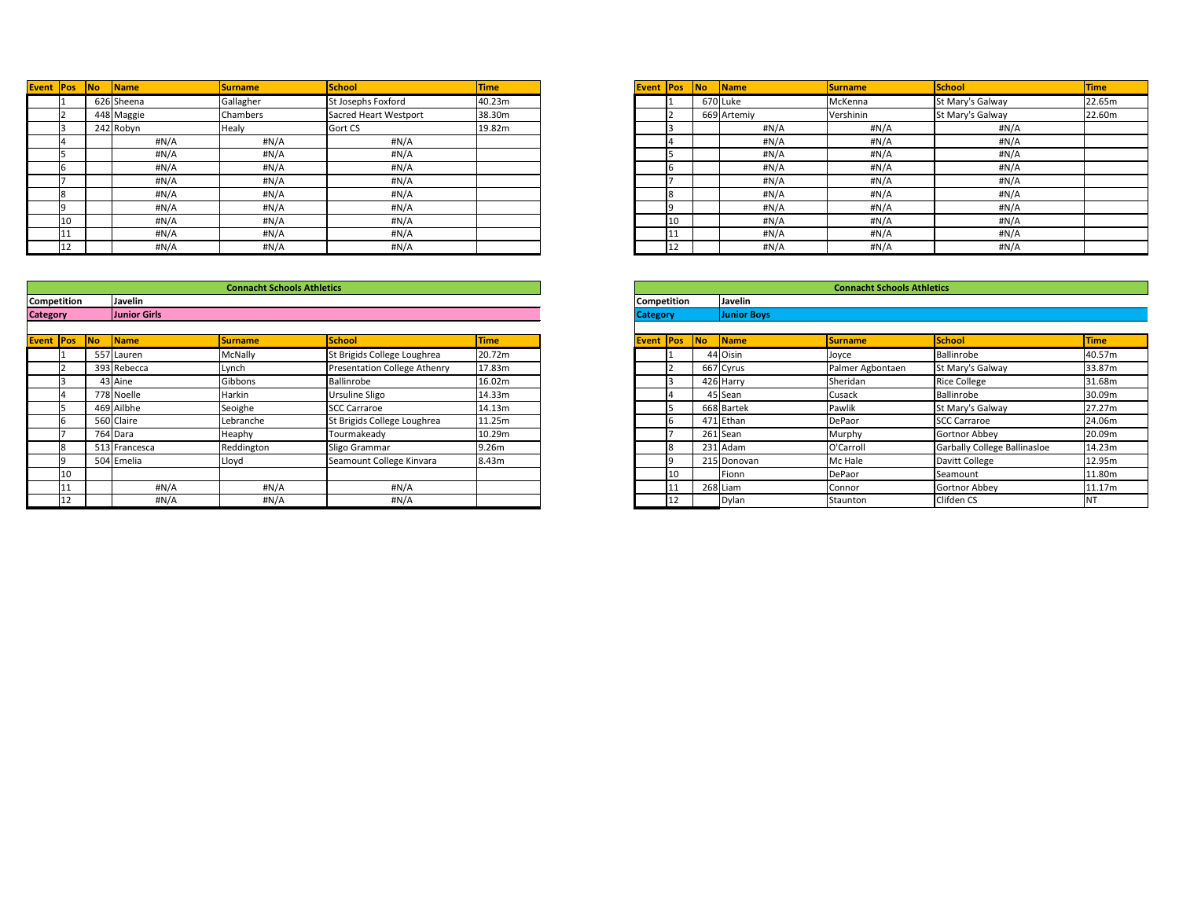| Event | Pos | No | Name | Surname | School | Time |
|---|---|---|---|---|---|---|
| | 1 | 626 | Sheena | Gallagher | St Josephs Foxford | 40.23m |
| | 2 | 448 | Maggie | Chambers | Sacred Heart Westport | 38.30m |
| | 3 | 242 | Robyn | Healy | Gort CS | 19.82m |
| | 4 | | #N/A | #N/A | #N/A | |
| | 5 | | #N/A | #N/A | #N/A | |
| | 6 | | #N/A | #N/A | #N/A | |
| | 7 | | #N/A | #N/A | #N/A | |
| | 8 | | #N/A | #N/A | #N/A | |
| | 9 | | #N/A | #N/A | #N/A | |
| | 10 | | #N/A | #N/A | #N/A | |
| | 11 | | #N/A | #N/A | #N/A | |
| | 12 | | #N/A | #N/A | #N/A | |

| Event | Pos | No | Name | Surname | School | Time |
|---|---|---|---|---|---|---|
| | 1 | 670 | Luke | McKenna | St Mary's Galway | 22.65m |
| | 2 | 669 | Artemiy | Vershinin | St Mary's Galway | 22.60m |
| | 3 | | #N/A | #N/A | #N/A | |
| | 4 | | #N/A | #N/A | #N/A | |
| | 5 | | #N/A | #N/A | #N/A | |
| | 6 | | #N/A | #N/A | #N/A | |
| | 7 | | #N/A | #N/A | #N/A | |
| | 8 | | #N/A | #N/A | #N/A | |
| | 9 | | #N/A | #N/A | #N/A | |
| | 10 | | #N/A | #N/A | #N/A | |
| | 11 | | #N/A | #N/A | #N/A | |
| | 12 | | #N/A | #N/A | #N/A | |

**Connacht Schools Athletics**

**Competition** **Javelin**

**Category** **Junior Girls**

| Event | Pos | No | Name | Surname | School | Time |
|---|---|---|---|---|---|---|
| | 1 | 557 | Lauren | McNally | St Brigids College Loughrea | 20.72m |
| | 2 | 393 | Rebecca | Lynch | Presentation College Athenry | 17.83m |
| | 3 | 43 | Aine | Gibbons | Ballinrobe | 16.02m |
| | 4 | 778 | Noelle | Harkin | Ursuline Sligo | 14.33m |
| | 5 | 469 | Ailbhe | Seoighe | SCC Carraroe | 14.13m |
| | 6 | 560 | Claire | Lebranche | St Brigids College Loughrea | 11.25m |
| | 7 | 764 | Dara | Heaphy | Tourmakeady | 10.29m |
| | 8 | 513 | Francesca | Reddington | Sligo Grammar | 9.26m |
| | 9 | 504 | Emelia | Lloyd | Seamount College Kinvara | 8.43m |
| | 10 | | | | | |
| | 11 | | #N/A | #N/A | #N/A | |
| | 12 | | #N/A | #N/A | #N/A | |

**Connacht Schools Athletics**

**Competition** **Javelin**

**Category** **Junior Boys**

| Event | Pos | No | Name | Surname | School | Time |
|---|---|---|---|---|---|---|
| | 1 | 44 | Oisin | Joyce | Ballinrobe | 40.57m |
| | 2 | 667 | Cyrus | Palmer Agbontaen | St Mary's Galway | 33.87m |
| | 3 | 426 | Harry | Sheridan | Rice College | 31.68m |
| | 4 | 45 | Sean | Cusack | Ballinrobe | 30.09m |
| | 5 | 668 | Bartek | Pawlik | St Mary's Galway | 27.27m |
| | 6 | 471 | Ethan | DePaor | SCC Carraroe | 24.06m |
| | 7 | 261 | Sean | Murphy | Gortnor Abbey | 20.09m |
| | 8 | 231 | Adam | O'Carroll | Garbally College Ballinasloe | 14.23m |
| | 9 | 215 | Donovan | Mc Hale | Davitt College | 12.95m |
| | 10 | | Fionn | DePaor | Seamount | 11.80m |
| | 11 | 268 | Liam | Connor | Gortnor Abbey | 11.17m |
| | 12 | | Dylan | Staunton | Clifden CS | NT |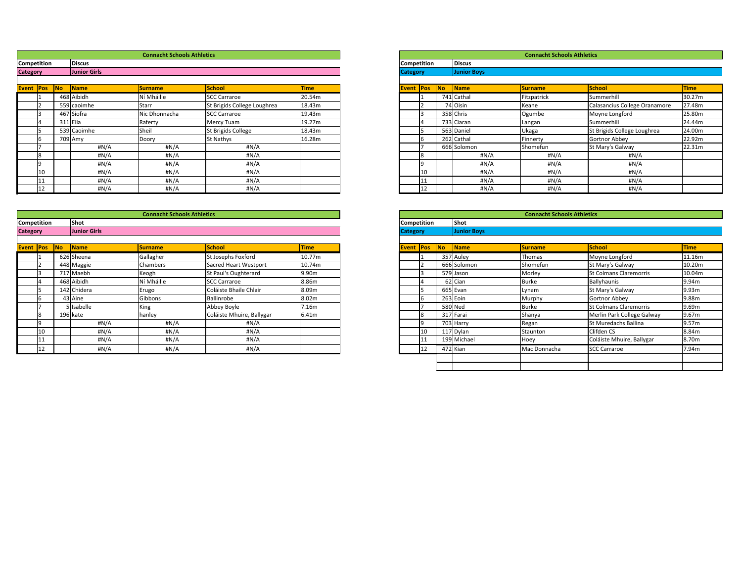## Connacht Schools Athletics

**Competition:** Discus
**Category:** Junior Girls

| Event | Pos | No | Name | Surname | School | Time |
|---|---|---|---|---|---|---|
| | 1 | 468 | Aibidh | Ní Mháille | SCC Carraroe | 20.54m |
| | 2 | 559 | caoimhe | Starr | St Brigids College Loughrea | 18.43m |
| | 3 | 467 | Síofra | Nic Dhonnacha | SCC Carraroe | 19.43m |
| | 4 | 311 | Ella | Raferty | Mercy Tuam | 19.27m |
| | 5 | 539 | Caoimhe | Sheil | St Brigids College | 18.43m |
| | 6 | 709 | Amy | Doory | St Nathys | 16.28m |
| | 7 | | #N/A | #N/A | #N/A | |
| | 8 | | #N/A | #N/A | #N/A | |
| | 9 | | #N/A | #N/A | #N/A | |
| | 10 | | #N/A | #N/A | #N/A | |
| | 11 | | #N/A | #N/A | #N/A | |
| | 12 | | #N/A | #N/A | #N/A | |

## Connacht Schools Athletics

**Competition:** Discus
**Category:** Junior Boys

| Event | Pos | No | Name | Surname | School | Time |
|---|---|---|---|---|---|---|
| | 1 | 741 | Cathal | Fitzpatrick | Summerhill | 30.27m |
| | 2 | 74 | Oisin | Keane | Calasancius College Oranamore | 27.48m |
| | 3 | 358 | Chris | Ogumbe | Moyne Longford | 25.80m |
| | 4 | 733 | Ciaran | Langan | Summerhill | 24.44m |
| | 5 | 563 | Daniel | Ukaga | St Brigids College Loughrea | 24.00m |
| | 6 | 262 | Cathal | Finnerty | Gortnor Abbey | 22.92m |
| | 7 | 666 | Solomon | Shomefun | St Mary's Galway | 22.31m |
| | 8 | | #N/A | #N/A | #N/A | |
| | 9 | | #N/A | #N/A | #N/A | |
| | 10 | | #N/A | #N/A | #N/A | |
| | 11 | | #N/A | #N/A | #N/A | |
| | 12 | | #N/A | #N/A | #N/A | |

## Connacht Schools Athletics

**Competition:** Shot
**Category:** Junior Girls

| Event | Pos | No | Name | Surname | School | Time |
|---|---|---|---|---|---|---|
| | 1 | 626 | Sheena | Gallagher | St Josephs Foxford | 10.77m |
| | 2 | 448 | Maggie | Chambers | Sacred Heart Westport | 10.74m |
| | 3 | 717 | Maebh | Keogh | St Paul's Oughterard | 9.90m |
| | 4 | 468 | Aibidh | Ní Mháille | SCC Carraroe | 8.86m |
| | 5 | 142 | Chidera | Erugo | Coláiste Bhaile Chlair | 8.09m |
| | 6 | 43 | Aine | Gibbons | Ballinrobe | 8.02m |
| | 7 | 5 | Isabelle | King | Abbey Boyle | 7.16m |
| | 8 | 196 | kate | hanley | Coláiste Mhuire, Ballygar | 6.41m |
| | 9 | | #N/A | #N/A | #N/A | |
| | 10 | | #N/A | #N/A | #N/A | |
| | 11 | | #N/A | #N/A | #N/A | |
| | 12 | | #N/A | #N/A | #N/A | |

## Connacht Schools Athletics

**Competition:** Shot
**Category:** Junior Boys

| Event | Pos | No | Name | Surname | School | Time |
|---|---|---|---|---|---|---|
| | 1 | 357 | Auley | Thomas | Moyne Longford | 11.16m |
| | 2 | 666 | Solomon | Shomefun | St Mary's Galway | 10.20m |
| | 3 | 579 | Jason | Morley | St Colmans Claremorris | 10.04m |
| | 4 | 62 | Cian | Burke | Ballyhaunis | 9.94m |
| | 5 | 665 | Evan | Lynam | St Mary's Galway | 9.93m |
| | 6 | 263 | Eoin | Murphy | Gortnor Abbey | 9.88m |
| | 7 | 580 | Ned | Burke | St Colmans Claremorris | 9.69m |
| | 8 | 317 | Farai | Shanya | Merlin Park College Galway | 9.67m |
| | 9 | 703 | Harry | Regan | St Muredachs Ballina | 9.57m |
| | 10 | 117 | Dylan | Staunton | Clifden CS | 8.84m |
| | 11 | 199 | Michael | Hoey | Coláiste Mhuire, Ballygar | 8.70m |
| | 12 | 472 | Kian | Mac Donnacha | SCC Carraroe | 7.94m |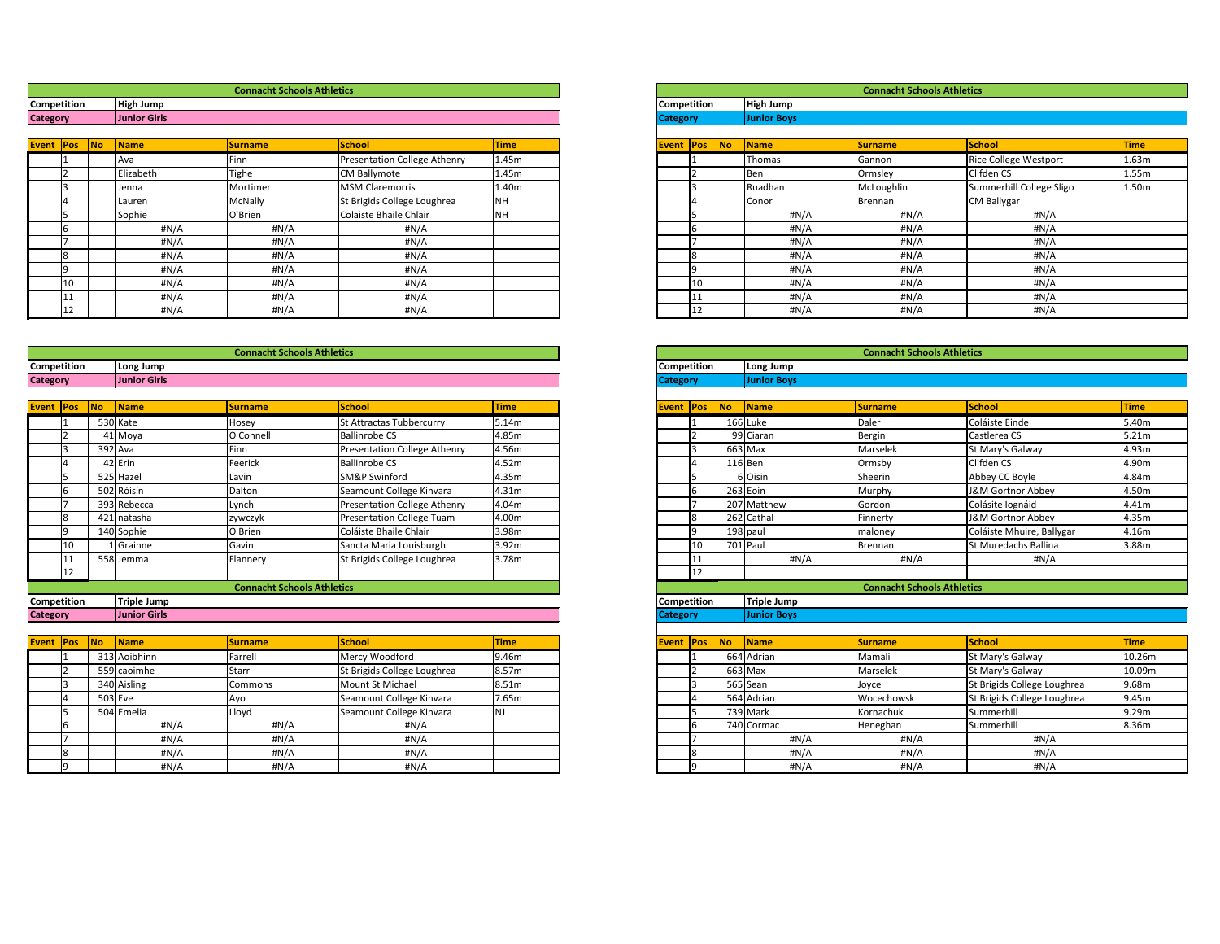## Connacht Schools Athletics

**Competition:** High Jump
**Category:** Junior Girls

| Event | Pos | No | Name | Surname | School | Time |
|---|---|---|---|---|---|---|
| | 1 | | Ava | Finn | Presentation College Athenry | 1.45m |
| | 2 | | Elizabeth | Tighe | CM Ballymote | 1.45m |
| | 3 | | Jenna | Mortimer | MSM Claremorris | 1.40m |
| | 4 | | Lauren | McNally | St Brigids College Loughrea | NH |
| | 5 | | Sophie | O'Brien | Colaiste Bhaile Chlair | NH |
| | 6 | | #N/A | #N/A | #N/A | |
| | 7 | | #N/A | #N/A | #N/A | |
| | 8 | | #N/A | #N/A | #N/A | |
| | 9 | | #N/A | #N/A | #N/A | |
| | 10 | | #N/A | #N/A | #N/A | |
| | 11 | | #N/A | #N/A | #N/A | |
| | 12 | | #N/A | #N/A | #N/A | |

## Connacht Schools Athletics

**Competition:** High Jump
**Category:** Junior Boys

| Event | Pos | No | Name | Surname | School | Time |
|---|---|---|---|---|---|---|
| | 1 | | Thomas | Gannon | Rice College Westport | 1.63m |
| | 2 | | Ben | Ormsley | Clifden CS | 1.55m |
| | 3 | | Ruadhan | McLoughlin | Summerhill College Sligo | 1.50m |
| | 4 | | Conor | Brennan | CM Ballygar | |
| | 5 | | #N/A | #N/A | #N/A | |
| | 6 | | #N/A | #N/A | #N/A | |
| | 7 | | #N/A | #N/A | #N/A | |
| | 8 | | #N/A | #N/A | #N/A | |
| | 9 | | #N/A | #N/A | #N/A | |
| | 10 | | #N/A | #N/A | #N/A | |
| | 11 | | #N/A | #N/A | #N/A | |
| | 12 | | #N/A | #N/A | #N/A | |

## Connacht Schools Athletics

**Competition:** Long Jump
**Category:** Junior Girls

| Event | Pos | No | Name | Surname | School | Time |
|---|---|---|---|---|---|---|
| | 1 | 530 | Kate | Hosey | St Attractas Tubbercurry | 5.14m |
| | 2 | 41 | Moya | O Connell | Ballinrobe CS | 4.85m |
| | 3 | 392 | Ava | Finn | Presentation College Athenry | 4.56m |
| | 4 | 42 | Erin | Feerick | Ballinrobe CS | 4.52m |
| | 5 | 525 | Hazel | Lavin | SM&P Swinford | 4.35m |
| | 6 | 502 | Róisín | Dalton | Seamount College Kinvara | 4.31m |
| | 7 | 393 | Rebecca | Lynch | Presentation College Athenry | 4.04m |
| | 8 | 421 | natasha | zywczyk | Presentation College Tuam | 4.00m |
| | 9 | 140 | Sophie | O Brien | Coláiste Bhaile Chlair | 3.98m |
| | 10 | 1 | Grainne | Gavin | Sancta Maria Louisburgh | 3.92m |
| | 11 | 558 | Jemma | Flannery | St Brigids College Loughrea | 3.78m |
| | 12 | | | | | |

## Connacht Schools Athletics

**Competition:** Long Jump
**Category:** Junior Boys

| Event | Pos | No | Name | Surname | School | Time |
|---|---|---|---|---|---|---|
| | 1 | 166 | Luke | Daler | Coláiste Einde | 5.40m |
| | 2 | 99 | Ciaran | Bergin | Castlerea CS | 5.21m |
| | 3 | 663 | Max | Marselek | St Mary's Galway | 4.93m |
| | 4 | 116 | Ben | Ormsby | Clifden CS | 4.90m |
| | 5 | 6 | Oisin | Sheerin | Abbey CC Boyle | 4.84m |
| | 6 | 263 | Eoin | Murphy | J&M Gortnor Abbey | 4.50m |
| | 7 | 207 | Matthew | Gordon | Colásite Iognáid | 4.41m |
| | 8 | 262 | Cathal | Finnerty | J&M Gortnor Abbey | 4.35m |
| | 9 | 198 | paul | maloney | Coláiste Mhuire, Ballygar | 4.16m |
| | 10 | 701 | Paul | Brennan | St Muredachs Ballina | 3.88m |
| | 11 | | #N/A | #N/A | #N/A | |
| | 12 | | | | | |

## Connacht Schools Athletics

**Competition:** Triple Jump
**Category:** Junior Girls

| Event | Pos | No | Name | Surname | School | Time |
|---|---|---|---|---|---|---|
| | 1 | 313 | Aoibhinn | Farrell | Mercy Woodford | 9.46m |
| | 2 | 559 | caoimhe | Starr | St Brigids College Loughrea | 8.57m |
| | 3 | 340 | Aisling | Commons | Mount St Michael | 8.51m |
| | 4 | 503 | Eve | Ayo | Seamount College Kinvara | 7.65m |
| | 5 | 504 | Emelia | Lloyd | Seamount College Kinvara | NJ |
| | 6 | | #N/A | #N/A | #N/A | |
| | 7 | | #N/A | #N/A | #N/A | |
| | 8 | | #N/A | #N/A | #N/A | |
| | 9 | | #N/A | #N/A | #N/A | |

## Connacht Schools Athletics

**Competition:** Triple Jump
**Category:** Junior Boys

| Event | Pos | No | Name | Surname | School | Time |
|---|---|---|---|---|---|---|
| | 1 | 664 | Adrian | Mamali | St Mary's Galway | 10.26m |
| | 2 | 663 | Max | Marselek | St Mary's Galway | 10.09m |
| | 3 | 565 | Sean | Joyce | St Brigids College Loughrea | 9.68m |
| | 4 | 564 | Adrian | Wocechowsk | St Brigids College Loughrea | 9.45m |
| | 5 | 739 | Mark | Kornachuk | Summerhill | 9.29m |
| | 6 | 740 | Cormac | Heneghan | Summerhill | 8.36m |
| | 7 | | #N/A | #N/A | #N/A | |
| | 8 | | #N/A | #N/A | #N/A | |
| | 9 | | #N/A | #N/A | #N/A | |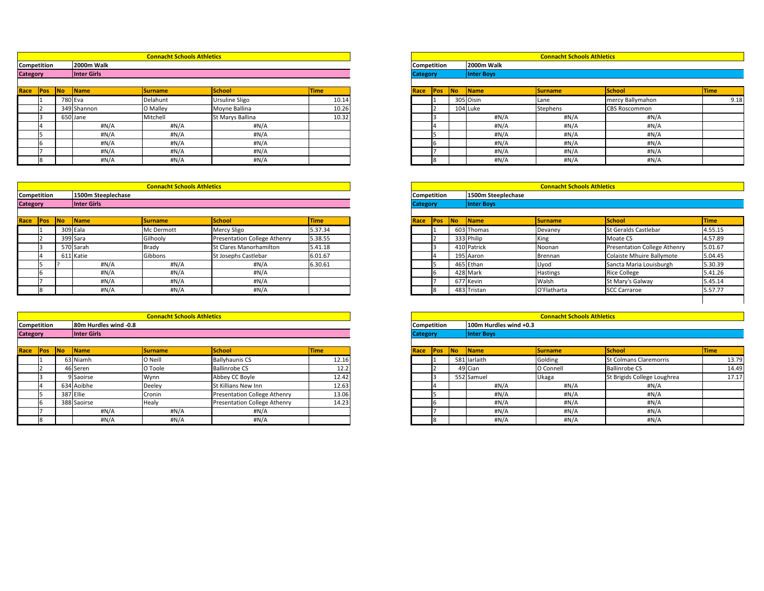## Connacht Schools Athletics

**Competition:** 2000m Walk
**Category:** Inter Girls

| Race | Pos | No | Name | Surname | School | Time |
|---|---|---|---|---|---|---|
| | 1 | 780 | Eva | Delahunt | Ursuline Sligo | 10.14 |
| | 2 | 349 | Shannon | O Malley | Moyne Ballina | 10.26 |
| | 3 | 650 | Jane | Mitchell | St Marys Ballina | 10.32 |
| | 4 | | #N/A | #N/A | #N/A | |
| | 5 | | #N/A | #N/A | #N/A | |
| | 6 | | #N/A | #N/A | #N/A | |
| | 7 | | #N/A | #N/A | #N/A | |
| | 8 | | #N/A | #N/A | #N/A | |

## Connacht Schools Athletics

**Competition:** 2000m Walk
**Category:** Inter Boys

| Race | Pos | No | Name | Surname | School | Time |
|---|---|---|---|---|---|---|
| | 1 | 305 | Oisin | Lane | mercy Ballymahon | 9.18 |
| | 2 | 104 | Luke | Stephens | CBS Roscommon | |
| | 3 | | #N/A | #N/A | #N/A | |
| | 4 | | #N/A | #N/A | #N/A | |
| | 5 | | #N/A | #N/A | #N/A | |
| | 6 | | #N/A | #N/A | #N/A | |
| | 7 | | #N/A | #N/A | #N/A | |
| | 8 | | #N/A | #N/A | #N/A | |

## Connacht Schools Athletics

**Competition:** 1500m Steeplechase
**Category:** Inter Girls

| Race | Pos | No | Name | Surname | School | Time |
|---|---|---|---|---|---|---|
| | 1 | 309 | Eala | Mc Dermott | Mercy Sligo | 5.37.34 |
| | 2 | 399 | Sara | Gilhooly | Presentation College Athenry | 5.38.55 |
| | 3 | 570 | Sarah | Brady | St Clares Manorhamilton | 5.41.18 |
| | 4 | 611 | Katie | Gibbons | St Josephs Castlebar | 6.01.67 |
| | 5 | ? | #N/A | #N/A | #N/A | 6.30.61 |
| | 6 | | #N/A | #N/A | #N/A | |
| | 7 | | #N/A | #N/A | #N/A | |
| | 8 | | #N/A | #N/A | #N/A | |

## Connacht Schools Athletics

**Competition:** 1500m Steeplechase
**Category:** Inter Boys

| Race | Pos | No | Name | Surname | School | Time |
|---|---|---|---|---|---|---|
| | 1 | 603 | Thomas | Devaney | St Geralds Castlebar | 4.55.15 |
| | 2 | 333 | Philip | King | Moate CS | 4.57.89 |
| | 3 | 410 | Patrick | Noonan | Presentation College Athenry | 5.01.67 |
| | 4 | 195 | Aaron | Brennan | Colaiste Mhuire Ballymote | 5.04.45 |
| | 5 | 465 | Ethan | Llyod | Sancta Maria Louisburgh | 5.30.39 |
| | 6 | 428 | Mark | Hastings | Rice College | 5.41.26 |
| | 7 | 677 | Kevin | Walsh | St Mary's Galway | 5.45.14 |
| | 8 | 483 | Tristan | O'Flatharta | SCC Carraroe | 5.57.77 |

## Connacht Schools Athletics

**Competition:** 80m Hurdles wind -0.8
**Category:** Inter Girls

| Race | Pos | No | Name | Surname | School | Time |
|---|---|---|---|---|---|---|
| | 1 | 63 | Niamh | O Neill | Ballyhaunis CS | 12.16 |
| | 2 | 46 | Seren | O Toole | Ballinrobe CS | 12.2 |
| | 3 | 9 | Saoirse | Wynn | Abbey CC Boyle | 12.42 |
| | 4 | 634 | Aoibhe | Deeley | St Killians New Inn | 12.63 |
| | 5 | 387 | Ellie | Cronin | Presentation College Athenry | 13.06 |
| | 6 | 388 | Saoirse | Healy | Presentation College Athenry | 14.23 |
| | 7 | | #N/A | #N/A | #N/A | |
| | 8 | | #N/A | #N/A | #N/A | |

## Connacht Schools Athletics

**Competition:** 100m Hurdles wind +0.3
**Category:** Inter Boys

| Race | Pos | No | Name | Surname | School | Time |
|---|---|---|---|---|---|---|
| | 1 | 581 | Iarlaith | Golding | St Colmans Claremorris | 13.79 |
| | 2 | 49 | Cian | O Connell | Ballinrobe CS | 14.49 |
| | 3 | 552 | Samuel | Ukaga | St Brigids College Loughrea | 17.17 |
| | 4 | | #N/A | #N/A | #N/A | |
| | 5 | | #N/A | #N/A | #N/A | |
| | 6 | | #N/A | #N/A | #N/A | |
| | 7 | | #N/A | #N/A | #N/A | |
| | 8 | | #N/A | #N/A | #N/A | |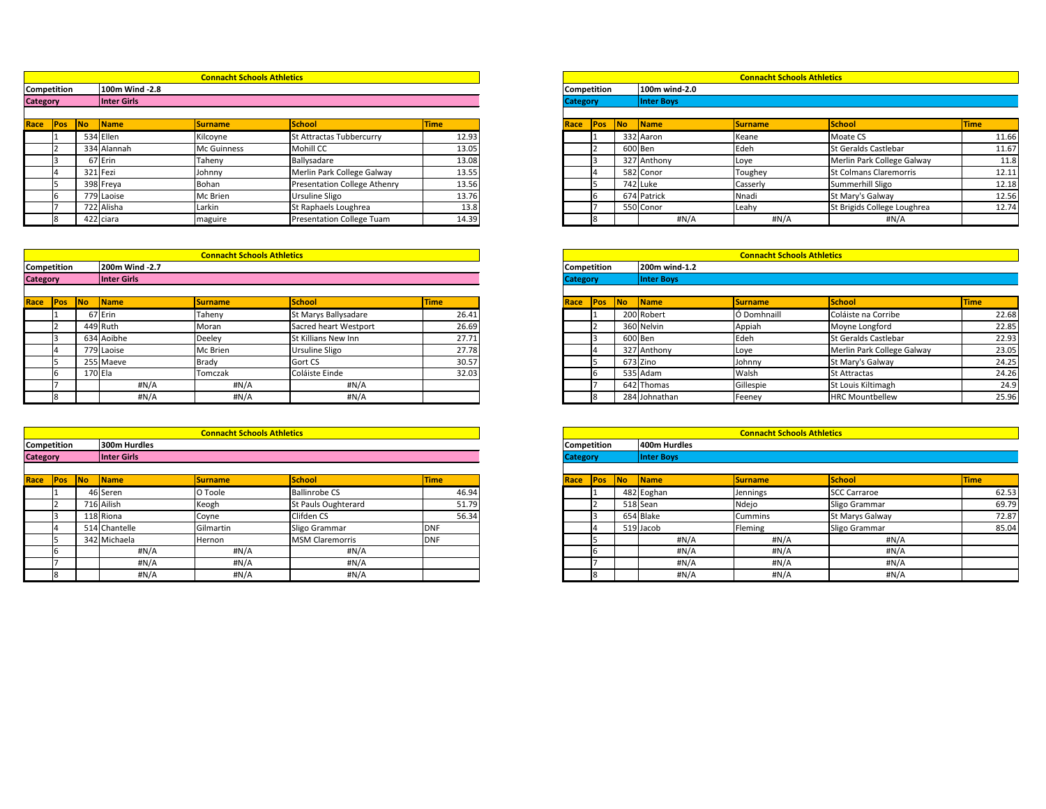## Connacht Schools Athletics

**Competition:** 100m Wind -2.8
**Category:** Inter Girls

| Race | Pos | No | Name | Surname | School | Time |
|---|---|---|---|---|---|---|
| | 1 | 534 | Ellen | Kilcoyne | St Attractas Tubbercurry | 12.93 |
| | 2 | 334 | Alannah | Mc Guinness | Mohill CC | 13.05 |
| | 3 | 67 | Erin | Taheny | Ballysadare | 13.08 |
| | 4 | 321 | Fezi | Johnny | Merlin Park College Galway | 13.55 |
| | 5 | 398 | Freya | Bohan | Presentation College Athenry | 13.56 |
| | 6 | 779 | Laoise | Mc Brien | Ursuline Sligo | 13.76 |
| | 7 | 722 | Alisha | Larkin | St Raphaels Loughrea | 13.8 |
| | 8 | 422 | ciara | maguire | Presentation College Tuam | 14.39 |

## Connacht Schools Athletics

**Competition:** 100m wind-2.0
**Category:** Inter Boys

| Race | Pos | No | Name | Surname | School | Time |
|---|---|---|---|---|---|---|
| | 1 | 332 | Aaron | Keane | Moate CS | 11.66 |
| | 2 | 600 | Ben | Edeh | St Geralds Castlebar | 11.67 |
| | 3 | 327 | Anthony | Loye | Merlin Park College Galway | 11.8 |
| | 4 | 582 | Conor | Toughey | St Colmans Claremorris | 12.11 |
| | 5 | 742 | Luke | Casserly | Summerhill Sligo | 12.18 |
| | 6 | 674 | Patrick | Nnadi | St Mary's Galway | 12.56 |
| | 7 | 550 | Conor | Leahy | St Brigids College Loughrea | 12.74 |
| | 8 | | #N/A | #N/A | #N/A | |

## Connacht Schools Athletics

**Competition:** 200m Wind -2.7
**Category:** Inter Girls

| Race | Pos | No | Name | Surname | School | Time |
|---|---|---|---|---|---|---|
| | 1 | 67 | Erin | Taheny | St Marys Ballysadare | 26.41 |
| | 2 | 449 | Ruth | Moran | Sacred heart Westport | 26.69 |
| | 3 | 634 | Aoibhe | Deeley | St Killians New Inn | 27.71 |
| | 4 | 779 | Laoise | Mc Brien | Ursuline Sligo | 27.78 |
| | 5 | 255 | Maeve | Brady | Gort CS | 30.57 |
| | 6 | 170 | Ela | Tomczak | Coláiste Einde | 32.03 |
| | 7 | | #N/A | #N/A | #N/A | |
| | 8 | | #N/A | #N/A | #N/A | |

## Connacht Schools Athletics

**Competition:** 200m wind-1.2
**Category:** Inter Boys

| Race | Pos | No | Name | Surname | School | Time |
|---|---|---|---|---|---|---|
| | 1 | 200 | Robert | Ó Domhnaill | Coláiste na Corribe | 22.68 |
| | 2 | 360 | Nelvin | Appiah | Moyne Longford | 22.85 |
| | 3 | 600 | Ben | Edeh | St Geralds Castlebar | 22.93 |
| | 4 | 327 | Anthony | Loye | Merlin Park College Galway | 23.05 |
| | 5 | 673 | Zino | Johnny | St Mary's Galway | 24.25 |
| | 6 | 535 | Adam | Walsh | St Attractas | 24.26 |
| | 7 | 642 | Thomas | Gillespie | St Louis Kiltimagh | 24.9 |
| | 8 | 284 | Johnathan | Feeney | HRC Mountbellew | 25.96 |

## Connacht Schools Athletics

**Competition:** 300m Hurdles
**Category:** Inter Girls

| Race | Pos | No | Name | Surname | School | Time |
|---|---|---|---|---|---|---|
| | 1 | 46 | Seren | O Toole | Ballinrobe CS | 46.94 |
| | 2 | 716 | Ailish | Keogh | St Pauls Oughterard | 51.79 |
| | 3 | 118 | Riona | Coyne | Clifden CS | 56.34 |
| | 4 | 514 | Chantelle | Gilmartin | Sligo Grammar | DNF |
| | 5 | 342 | Michaela | Hernon | MSM Claremorris | DNF |
| | 6 | | #N/A | #N/A | #N/A | |
| | 7 | | #N/A | #N/A | #N/A | |
| | 8 | | #N/A | #N/A | #N/A | |

## Connacht Schools Athletics

**Competition:** 400m Hurdles
**Category:** Inter Boys

| Race | Pos | No | Name | Surname | School | Time |
|---|---|---|---|---|---|---|
| | 1 | 482 | Eoghan | Jennings | SCC Carraroe | 62.53 |
| | 2 | 518 | Sean | Ndejo | Sligo Grammar | 69.79 |
| | 3 | 654 | Blake | Cummins | St Marys Galway | 72.87 |
| | 4 | 519 | Jacob | Fleming | Sligo Grammar | 85.04 |
| | 5 | | #N/A | #N/A | #N/A | |
| | 6 | | #N/A | #N/A | #N/A | |
| | 7 | | #N/A | #N/A | #N/A | |
| | 8 | | #N/A | #N/A | #N/A | |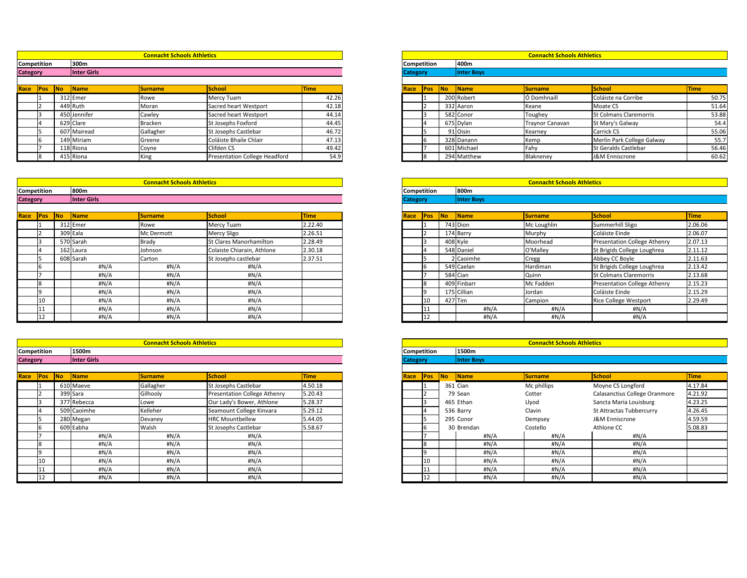## Connacht Schools Athletics

**Competition:** 300m
**Category:** Inter Girls

| Race | Pos | No | Name | Surname | School | Time |
|---|---|---|---|---|---|---|
| | 1 | 312 | Emer | Rowe | Mercy Tuam | 42.26 |
| | 2 | 449 | Ruth | Moran | Sacred heart Westport | 42.18 |
| | 3 | 450 | Jennifer | Cawley | Sacred heart Westport | 44.14 |
| | 4 | 629 | Clare | Bracken | St Josephs Foxford | 44.45 |
| | 5 | 607 | Mairead | Gallagher | St Josephs Castlebar | 46.72 |
| | 6 | 149 | Miriam | Greene | Coláiste Bhaile Chlair | 47.13 |
| | 7 | 118 | Riona | Coyne | Clifden CS | 49.42 |
| | 8 | 415 | Ríona | King | Presentation College Headford | 54.9 |

## Connacht Schools Athletics

**Competition:** 400m
**Category:** Inter Boys

| Race | Pos | No | Name | Surname | School | Time |
|---|---|---|---|---|---|---|
| | 1 | 200 | Robert | Ó Domhnaill | Coláiste na Corribe | 50.75 |
| | 2 | 332 | Aaron | Keane | Moate CS | 51.64 |
| | 3 | 582 | Conor | Toughey | St Colmans Claremorris | 53.88 |
| | 4 | 675 | Dylan | Traynor Canavan | St Mary's Galway | 54.4 |
| | 5 | 91 | Oisin | Kearney | Carrick CS | 55.06 |
| | 6 | 328 | Danann | Kemp | Merlin Park College Galway | 55.7 |
| | 7 | 601 | Michael | Fahy | St Geralds Castlebar | 56.46 |
| | 8 | 294 | Matthew | Blakneney | J&M Enniscrone | 60.62 |

## Connacht Schools Athletics

**Competition:** 800m
**Category:** Inter Girls

| Race | Pos | No | Name | Surname | School | Time |
|---|---|---|---|---|---|---|
| | 1 | 312 | Emer | Rowe | Mercy Tuam | 2.22.40 |
| | 2 | 309 | Eala | Mc Dermott | Mercy Sligo | 2.26.51 |
| | 3 | 570 | Sarah | Brady | St Clares Manorhamilton | 2.28.49 |
| | 4 | 162 | Laura | Johnson | Colaiste Chiarain, Athlone | 2.30.18 |
| | 5 | 608 | Sarah | Carton | St Josephs castlebar | 2.37.51 |
| | 6 | | #N/A | #N/A | #N/A | |
| | 7 | | #N/A | #N/A | #N/A | |
| | 8 | | #N/A | #N/A | #N/A | |
| | 9 | | #N/A | #N/A | #N/A | |
| | 10 | | #N/A | #N/A | #N/A | |
| | 11 | | #N/A | #N/A | #N/A | |
| | 12 | | #N/A | #N/A | #N/A | |

## Connacht Schools Athletics

**Competition:** 800m
**Category:** Inter Boys

| Race | Pos | No | Name | Surname | School | Time |
|---|---|---|---|---|---|---|
| | 1 | 743 | Dion | Mc Loughlin | Summerhill Sligo | 2.06.06 |
| | 2 | 174 | Barry | Murphy | Coláiste Einde | 2.06.07 |
| | 3 | 408 | Kyle | Moorhead | Presentation College Athenry | 2.07.13 |
| | 4 | 548 | Daniel | O'Malley | St Brigids College Loughrea | 2.11.12 |
| | 5 | 2 | Caoimhe | Cregg | Abbey CC Boyle | 2.11.63 |
| | 6 | 549 | Caelan | Hardiman | St Brigids College Loughrea | 2.13.42 |
| | 7 | 584 | Cian | Quinn | St Colmans Claremorris | 2.13.68 |
| | 8 | 409 | Finbarr | Mc Fadden | Presentation College Athenry | 2.15.23 |
| | 9 | 175 | Cillian | Jordan | Coláiste Einde | 2.15.29 |
| | 10 | 427 | Tim | Campion | Rice College Westport | 2.29.49 |
| | 11 | | #N/A | #N/A | #N/A | |
| | 12 | | #N/A | #N/A | #N/A | |

## Connacht Schools Athletics

**Competition:** 1500m
**Category:** Inter Girls

| Race | Pos | No | Name | Surname | School | Time |
|---|---|---|---|---|---|---|
| | 1 | 610 | Maeve | Gallagher | St Josephs Castlebar | 4.50.18 |
| | 2 | 399 | Sara | Gilhooly | Presentation College Athenry | 5.20.43 |
| | 3 | 377 | Rebecca | Lowe | Our Lady's Bower, Athlone | 5.28.37 |
| | 4 | 509 | Caoimhe | Kelleher | Seamount College Kinvara | 5.29.12 |
| | 5 | 280 | Megan | Devaney | HRC Mountbellew | 5.44.05 |
| | 6 | 609 | Eabha | Walsh | St Josephs Castlebar | 5.58.67 |
| | 7 | | #N/A | #N/A | #N/A | |
| | 8 | | #N/A | #N/A | #N/A | |
| | 9 | | #N/A | #N/A | #N/A | |
| | 10 | | #N/A | #N/A | #N/A | |
| | 11 | | #N/A | #N/A | #N/A | |
| | 12 | | #N/A | #N/A | #N/A | |

## Connacht Schools Athletics

**Competition:** 1500m
**Category:** Inter Boys

| Race | Pos | No | Name | Surname | School | Time |
|---|---|---|---|---|---|---|
| | 1 | 361 | Cian | Mc phillips | Moyne CS Longford | 4.17.84 |
| | 2 | 79 | Sean | Cotter | Calasanctius College Oranmore | 4.21.92 |
| | 3 | 465 | Ethan | Llyod | Sancta Maria Louisburg | 4.23.25 |
| | 4 | 536 | Barry | Clavin | St Attractas Tubbercurry | 4.26.45 |
| | 5 | 295 | Conor | Dempsey | J&M Enniscrone | 4.59.59 |
| | 6 | 30 | Brendan | Costello | Athlone CC | 5.08.83 |
| | 7 | | #N/A | #N/A | #N/A | |
| | 8 | | #N/A | #N/A | #N/A | |
| | 9 | | #N/A | #N/A | #N/A | |
| | 10 | | #N/A | #N/A | #N/A | |
| | 11 | | #N/A | #N/A | #N/A | |
| | 12 | | #N/A | #N/A | #N/A | |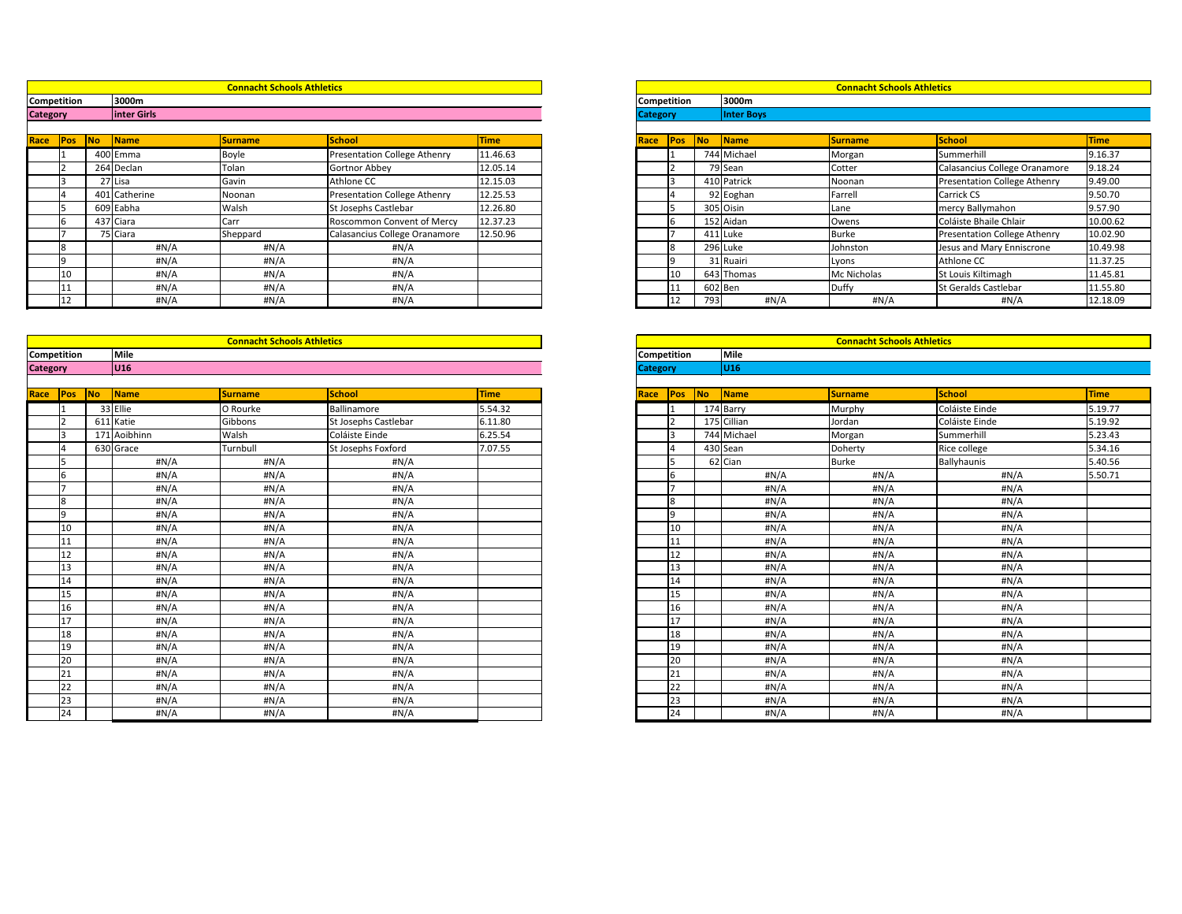## Connacht Schools Athletics

**Competition** 3000m
**Category** inter Girls

| Race | Pos | No | Name | Surname | School | Time |
|---|---|---|---|---|---|---|
| | 1 | 400 | Emma | Boyle | Presentation College Athenry | 11.46.63 |
| | 2 | 264 | Declan | Tolan | Gortnor Abbey | 12.05.14 |
| | 3 | 27 | Lisa | Gavin | Athlone CC | 12.15.03 |
| | 4 | 401 | Catherine | Noonan | Presentation College Athenry | 12.25.53 |
| | 5 | 609 | Eabha | Walsh | St Josephs Castlebar | 12.26.80 |
| | 6 | 437 | Ciara | Carr | Roscommon Convent of Mercy | 12.37.23 |
| | 7 | 75 | Ciara | Sheppard | Calasancius College Oranamore | 12.50.96 |
| | 8 | | #N/A | #N/A | #N/A | |
| | 9 | | #N/A | #N/A | #N/A | |
| | 10 | | #N/A | #N/A | #N/A | |
| | 11 | | #N/A | #N/A | #N/A | |
| | 12 | | #N/A | #N/A | #N/A | |

## Connacht Schools Athletics

**Competition** 3000m
**Category** Inter Boys

| Race | Pos | No | Name | Surname | School | Time |
|---|---|---|---|---|---|---|
| | 1 | 744 | Michael | Morgan | Summerhill | 9.16.37 |
| | 2 | 79 | Sean | Cotter | Calasancius College Oranamore | 9.18.24 |
| | 3 | 410 | Patrick | Noonan | Presentation College Athenry | 9.49.00 |
| | 4 | 92 | Eoghan | Farrell | Carrick CS | 9.50.70 |
| | 5 | 305 | Oisin | Lane | mercy Ballymahon | 9.57.90 |
| | 6 | 152 | Aidan | Owens | Coláiste Bhaile Chlair | 10.00.62 |
| | 7 | 411 | Luke | Burke | Presentation College Athenry | 10.02.90 |
| | 8 | 296 | Luke | Johnston | Jesus and Mary Enniscrone | 10.49.98 |
| | 9 | 31 | Ruairi | Lyons | Athlone CC | 11.37.25 |
| | 10 | 643 | Thomas | Mc Nicholas | St Louis Kiltimagh | 11.45.81 |
| | 11 | 602 | Ben | Duffy | St Geralds Castlebar | 11.55.80 |
| | 12 | 793 | #N/A | #N/A | #N/A | 12.18.09 |

## Connacht Schools Athletics

**Competition** Mile
**Category** U16

| Race | Pos | No | Name | Surname | School | Time |
|---|---|---|---|---|---|---|
| | 1 | 33 | Ellie | O Rourke | Ballinamore | 5.54.32 |
| | 2 | 611 | Katie | Gibbons | St Josephs Castlebar | 6.11.80 |
| | 3 | 171 | Aoibhinn | Walsh | Coláiste Einde | 6.25.54 |
| | 4 | 630 | Grace | Turnbull | St Josephs Foxford | 7.07.55 |
| | 5 | | #N/A | #N/A | #N/A | |
| | 6 | | #N/A | #N/A | #N/A | |
| | 7 | | #N/A | #N/A | #N/A | |
| | 8 | | #N/A | #N/A | #N/A | |
| | 9 | | #N/A | #N/A | #N/A | |
| | 10 | | #N/A | #N/A | #N/A | |
| | 11 | | #N/A | #N/A | #N/A | |
| | 12 | | #N/A | #N/A | #N/A | |
| | 13 | | #N/A | #N/A | #N/A | |
| | 14 | | #N/A | #N/A | #N/A | |
| | 15 | | #N/A | #N/A | #N/A | |
| | 16 | | #N/A | #N/A | #N/A | |
| | 17 | | #N/A | #N/A | #N/A | |
| | 18 | | #N/A | #N/A | #N/A | |
| | 19 | | #N/A | #N/A | #N/A | |
| | 20 | | #N/A | #N/A | #N/A | |
| | 21 | | #N/A | #N/A | #N/A | |
| | 22 | | #N/A | #N/A | #N/A | |
| | 23 | | #N/A | #N/A | #N/A | |
| | 24 | | #N/A | #N/A | #N/A | |

## Connacht Schools Athletics

**Competition** Mile
**Category** U16

| Race | Pos | No | Name | Surname | School | Time |
|---|---|---|---|---|---|---|
| | 1 | 174 | Barry | Murphy | Coláiste Einde | 5.19.77 |
| | 2 | 175 | Cillian | Jordan | Coláiste Einde | 5.19.92 |
| | 3 | 744 | Michael | Morgan | Summerhill | 5.23.43 |
| | 4 | 430 | Sean | Doherty | Rice college | 5.34.16 |
| | 5 | 62 | Cian | Burke | Ballyhaunis | 5.40.56 |
| | 6 | | #N/A | #N/A | #N/A | 5.50.71 |
| | 7 | | #N/A | #N/A | #N/A | |
| | 8 | | #N/A | #N/A | #N/A | |
| | 9 | | #N/A | #N/A | #N/A | |
| | 10 | | #N/A | #N/A | #N/A | |
| | 11 | | #N/A | #N/A | #N/A | |
| | 12 | | #N/A | #N/A | #N/A | |
| | 13 | | #N/A | #N/A | #N/A | |
| | 14 | | #N/A | #N/A | #N/A | |
| | 15 | | #N/A | #N/A | #N/A | |
| | 16 | | #N/A | #N/A | #N/A | |
| | 17 | | #N/A | #N/A | #N/A | |
| | 18 | | #N/A | #N/A | #N/A | |
| | 19 | | #N/A | #N/A | #N/A | |
| | 20 | | #N/A | #N/A | #N/A | |
| | 21 | | #N/A | #N/A | #N/A | |
| | 22 | | #N/A | #N/A | #N/A | |
| | 23 | | #N/A | #N/A | #N/A | |
| | 24 | | #N/A | #N/A | #N/A | |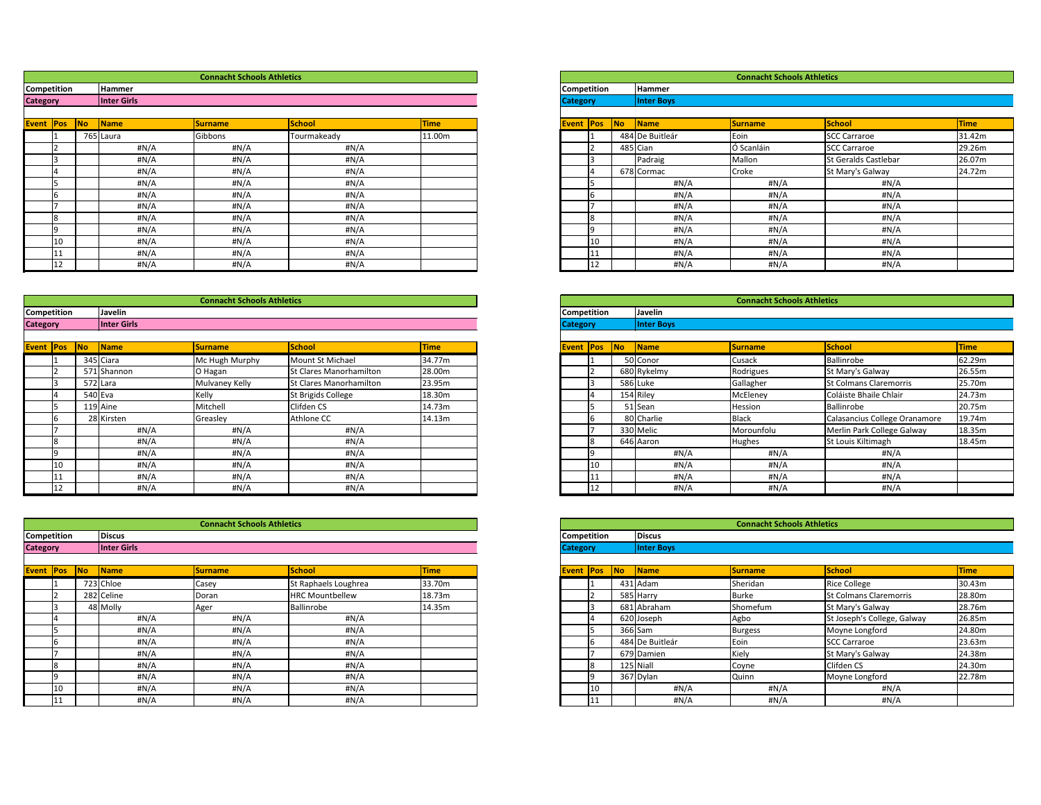## Connacht Schools Athletics

**Competition:** Hammer
**Category:** Inter Girls

| Event | Pos | No | Name | Surname | School | Time |
|---|---|---|---|---|---|---|
| | 1 | 765 | Laura | Gibbons | Tourmakeady | 11.00m |
| | 2 | | #N/A | #N/A | #N/A | |
| | 3 | | #N/A | #N/A | #N/A | |
| | 4 | | #N/A | #N/A | #N/A | |
| | 5 | | #N/A | #N/A | #N/A | |
| | 6 | | #N/A | #N/A | #N/A | |
| | 7 | | #N/A | #N/A | #N/A | |
| | 8 | | #N/A | #N/A | #N/A | |
| | 9 | | #N/A | #N/A | #N/A | |
| | 10 | | #N/A | #N/A | #N/A | |
| | 11 | | #N/A | #N/A | #N/A | |
| | 12 | | #N/A | #N/A | #N/A | |

## Connacht Schools Athletics

**Competition:** Hammer
**Category:** Inter Boys

| Event | Pos | No | Name | Surname | School | Time |
|---|---|---|---|---|---|---|
| | 1 | 484 | De Buitleár | Eoin | SCC Carraroe | 31.42m |
| | 2 | 485 | Cian | Ó Scanláin | SCC Carraroe | 29.26m |
| | 3 | | Padraig | Mallon | St Geralds Castlebar | 26.07m |
| | 4 | 678 | Cormac | Croke | St Mary's Galway | 24.72m |
| | 5 | | #N/A | #N/A | #N/A | |
| | 6 | | #N/A | #N/A | #N/A | |
| | 7 | | #N/A | #N/A | #N/A | |
| | 8 | | #N/A | #N/A | #N/A | |
| | 9 | | #N/A | #N/A | #N/A | |
| | 10 | | #N/A | #N/A | #N/A | |
| | 11 | | #N/A | #N/A | #N/A | |
| | 12 | | #N/A | #N/A | #N/A | |

## Connacht Schools Athletics

**Competition:** Javelin
**Category:** Inter Girls

| Event | Pos | No | Name | Surname | School | Time |
|---|---|---|---|---|---|---|
| | 1 | 345 | Ciara | Mc Hugh Murphy | Mount St Michael | 34.77m |
| | 2 | 571 | Shannon | O Hagan | St Clares Manorhamilton | 28.00m |
| | 3 | 572 | Lara | Mulvaney Kelly | St Clares Manorhamilton | 23.95m |
| | 4 | 540 | Eva | Kelly | St Brigids College | 18.30m |
| | 5 | 119 | Aine | Mitchell | Clifden CS | 14.73m |
| | 6 | 28 | Kirsten | Greasley | Athlone CC | 14.13m |
| | 7 | | #N/A | #N/A | #N/A | |
| | 8 | | #N/A | #N/A | #N/A | |
| | 9 | | #N/A | #N/A | #N/A | |
| | 10 | | #N/A | #N/A | #N/A | |
| | 11 | | #N/A | #N/A | #N/A | |
| | 12 | | #N/A | #N/A | #N/A | |

## Connacht Schools Athletics

**Competition:** Javelin
**Category:** Inter Boys

| Event | Pos | No | Name | Surname | School | Time |
|---|---|---|---|---|---|---|
| | 1 | 50 | Conor | Cusack | Ballinrobe | 62.29m |
| | 2 | 680 | Rykelmy | Rodrigues | St Mary's Galway | 26.55m |
| | 3 | 586 | Luke | Gallagher | St Colmans Claremorris | 25.70m |
| | 4 | 154 | Riley | McEleney | Coláiste Bhaile Chlair | 24.73m |
| | 5 | 51 | Sean | Hession | Ballinrobe | 20.75m |
| | 6 | 80 | Charlie | Black | Calasancius College Oranamore | 19.74m |
| | 7 | 330 | Melic | Morounfolu | Merlin Park College Galway | 18.35m |
| | 8 | 646 | Aaron | Hughes | St Louis Kiltimagh | 18.45m |
| | 9 | | #N/A | #N/A | #N/A | |
| | 10 | | #N/A | #N/A | #N/A | |
| | 11 | | #N/A | #N/A | #N/A | |
| | 12 | | #N/A | #N/A | #N/A | |

## Connacht Schools Athletics

**Competition:** Discus
**Category:** Inter Girls

| Event | Pos | No | Name | Surname | School | Time |
|---|---|---|---|---|---|---|
| | 1 | 723 | Chloe | Casey | St Raphaels Loughrea | 33.70m |
| | 2 | 282 | Celine | Doran | HRC Mountbellew | 18.73m |
| | 3 | 48 | Molly | Ager | Ballinrobe | 14.35m |
| | 4 | | #N/A | #N/A | #N/A | |
| | 5 | | #N/A | #N/A | #N/A | |
| | 6 | | #N/A | #N/A | #N/A | |
| | 7 | | #N/A | #N/A | #N/A | |
| | 8 | | #N/A | #N/A | #N/A | |
| | 9 | | #N/A | #N/A | #N/A | |
| | 10 | | #N/A | #N/A | #N/A | |
| | 11 | | #N/A | #N/A | #N/A | |

## Connacht Schools Athletics

**Competition:** Discus
**Category:** Inter Boys

| Event | Pos | No | Name | Surname | School | Time |
|---|---|---|---|---|---|---|
| | 1 | 431 | Adam | Sheridan | Rice College | 30.43m |
| | 2 | 585 | Harry | Burke | St Colmans Claremorris | 28.80m |
| | 3 | 681 | Abraham | Shomefum | St Mary's Galway | 28.76m |
| | 4 | 620 | Joseph | Agbo | St Joseph's College, Galway | 26.85m |
| | 5 | 366 | Sam | Burgess | Moyne Longford | 24.80m |
| | 6 | 484 | De Buitleár | Eoin | SCC Carraroe | 23.63m |
| | 7 | 679 | Damien | Kiely | St Mary's Galway | 24.38m |
| | 8 | 125 | Niall | Coyne | Clifden CS | 24.30m |
| | 9 | 367 | Dylan | Quinn | Moyne Longford | 22.78m |
| | 10 | | #N/A | #N/A | #N/A | |
| | 11 | | #N/A | #N/A | #N/A | |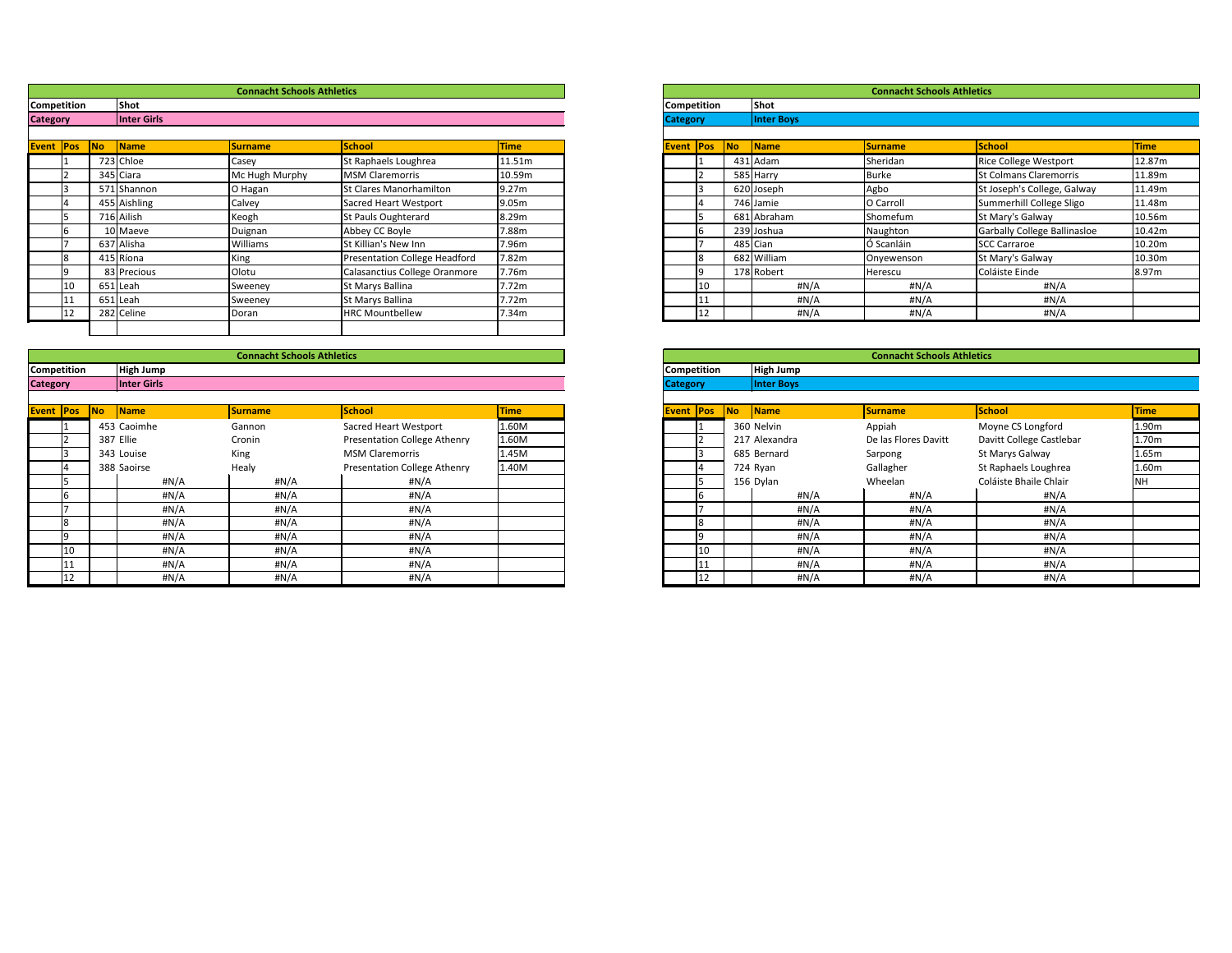## Connacht Schools Athletics

| Competition | Shot |
|---|---|
| Category | Inter Girls |

| Event | Pos | No | Name | Surname | School | Time |
|---|---|---|---|---|---|---|
| | 1 | 723 | Chloe | Casey | St Raphaels Loughrea | 11.51m |
| | 2 | 345 | Ciara | Mc Hugh Murphy | MSM Claremorris | 10.59m |
| | 3 | 571 | Shannon | O Hagan | St Clares Manorhamilton | 9.27m |
| | 4 | 455 | Aishling | Calvey | Sacred Heart Westport | 9.05m |
| | 5 | 716 | Ailish | Keogh | St Pauls Oughterard | 8.29m |
| | 6 | 10 | Maeve | Duignan | Abbey CC Boyle | 7.88m |
| | 7 | 637 | Alisha | Williams | St Killian's New Inn | 7.96m |
| | 8 | 415 | Ríona | King | Presentation College Headford | 7.82m |
| | 9 | 83 | Precious | Olotu | Calasanctius College Oranmore | 7.76m |
| | 10 | 651 | Leah | Sweeney | St Marys Ballina | 7.72m |
| | 11 | 651 | Leah | Sweeney | St Marys Ballina | 7.72m |
| | 12 | 282 | Celine | Doran | HRC Mountbellew | 7.34m |

## Connacht Schools Athletics

| Competition | Shot |
|---|---|
| Category | Inter Boys |

| Event | Pos | No | Name | Surname | School | Time |
|---|---|---|---|---|---|---|
| | 1 | 431 | Adam | Sheridan | Rice College Westport | 12.87m |
| | 2 | 585 | Harry | Burke | St Colmans Claremorris | 11.89m |
| | 3 | 620 | Joseph | Agbo | St Joseph's College, Galway | 11.49m |
| | 4 | 746 | Jamie | O Carroll | Summerhill College Sligo | 11.48m |
| | 5 | 681 | Abraham | Shomefum | St Mary's Galway | 10.56m |
| | 6 | 239 | Joshua | Naughton | Garbally College Ballinasloe | 10.42m |
| | 7 | 485 | Cian | Ó Scanláin | SCC Carraroe | 10.20m |
| | 8 | 682 | William | Onyewenson | St Mary's Galway | 10.30m |
| | 9 | 178 | Robert | Herescu | Coláiste Einde | 8.97m |
| | 10 | | #N/A | #N/A | #N/A | |
| | 11 | | #N/A | #N/A | #N/A | |
| | 12 | | #N/A | #N/A | #N/A | |

## Connacht Schools Athletics

| Competition | High Jump |
|---|---|
| Category | Inter Girls |

| Event | Pos | No | Name | Surname | School | Time |
|---|---|---|---|---|---|---|
| | 1 | 453 | Caoimhe | Gannon | Sacred Heart Westport | 1.60M |
| | 2 | 387 | Ellie | Cronin | Presentation College Athenry | 1.60M |
| | 3 | 343 | Louise | King | MSM Claremorris | 1.45M |
| | 4 | 388 | Saoirse | Healy | Presentation College Athenry | 1.40M |
| | 5 | | #N/A | #N/A | #N/A | |
| | 6 | | #N/A | #N/A | #N/A | |
| | 7 | | #N/A | #N/A | #N/A | |
| | 8 | | #N/A | #N/A | #N/A | |
| | 9 | | #N/A | #N/A | #N/A | |
| | 10 | | #N/A | #N/A | #N/A | |
| | 11 | | #N/A | #N/A | #N/A | |
| | 12 | | #N/A | #N/A | #N/A | |

## Connacht Schools Athletics

| Competition | High Jump |
|---|---|
| Category | Inter Boys |

| Event | Pos | No | Name | Surname | School | Time |
|---|---|---|---|---|---|---|
| | 1 | 360 | Nelvin | Appiah | Moyne CS Longford | 1.90m |
| | 2 | 217 | Alexandra | De las Flores Davitt | Davitt College Castlebar | 1.70m |
| | 3 | 685 | Bernard | Sarpong | St Marys Galway | 1.65m |
| | 4 | 724 | Ryan | Gallagher | St Raphaels Loughrea | 1.60m |
| | 5 | 156 | Dylan | Wheelan | Coláiste Bhaile Chlair | NH |
| | 6 | | #N/A | #N/A | #N/A | |
| | 7 | | #N/A | #N/A | #N/A | |
| | 8 | | #N/A | #N/A | #N/A | |
| | 9 | | #N/A | #N/A | #N/A | |
| | 10 | | #N/A | #N/A | #N/A | |
| | 11 | | #N/A | #N/A | #N/A | |
| | 12 | | #N/A | #N/A | #N/A | |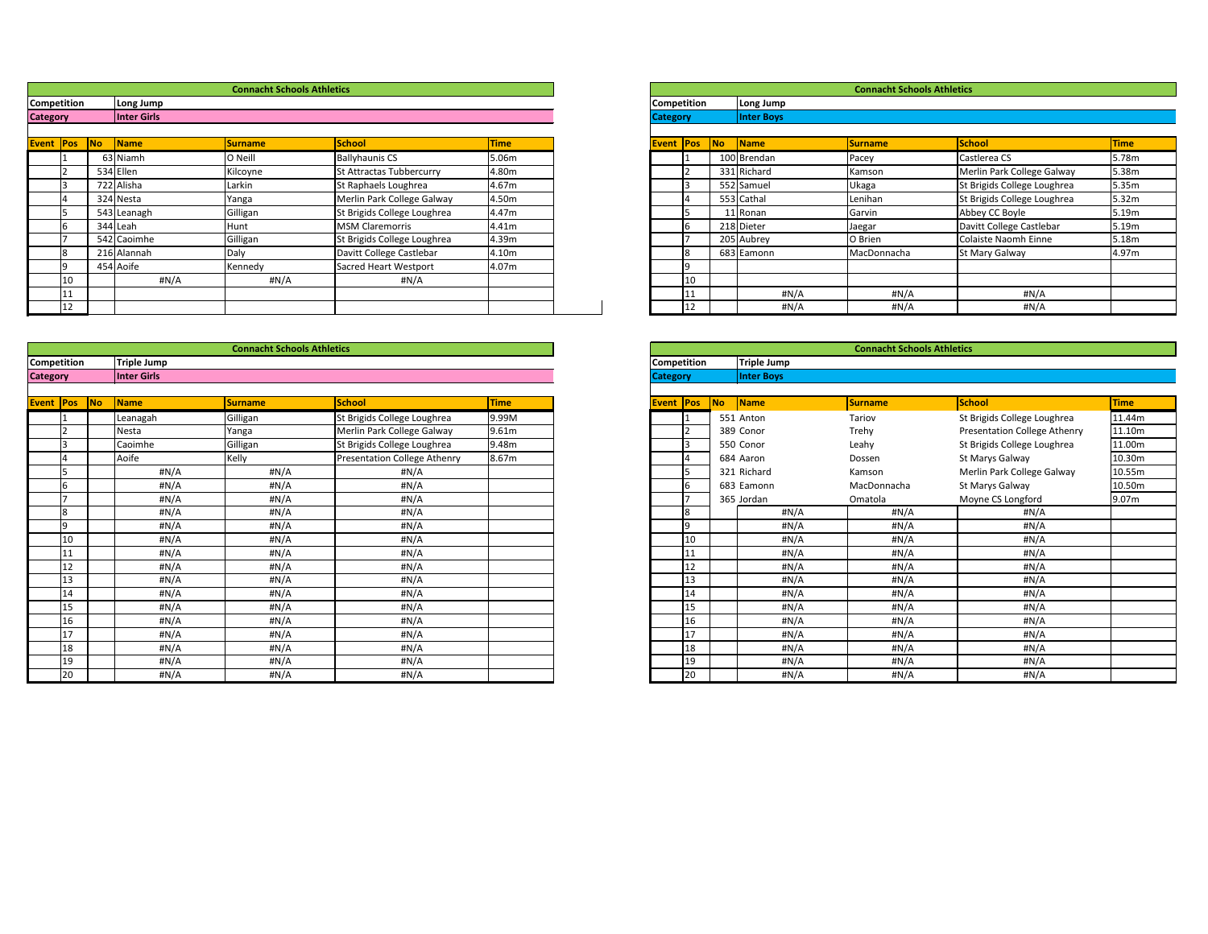## Connacht Schools Athletics

| Competition | Long Jump | | | | | |
|---|---|---|---|---|---|---|
| **Category** | **Inter Girls** | | | | | |

| Event | Pos | No | Name | Surname | School | Time |
|---|---|---|---|---|---|---|
| | 1 | 63 | Niamh | O Neill | Ballyhaunis CS | 5.06m |
| | 2 | 534 | Ellen | Kilcoyne | St Attractas Tubbercurry | 4.80m |
| | 3 | 722 | Alisha | Larkin | St Raphaels Loughrea | 4.67m |
| | 4 | 324 | Nesta | Yanga | Merlin Park College Galway | 4.50m |
| | 5 | 543 | Leanagh | Gilligan | St Brigids College Loughrea | 4.47m |
| | 6 | 344 | Leah | Hunt | MSM Claremorris | 4.41m |
| | 7 | 542 | Caoimhe | Gilligan | St Brigids College Loughrea | 4.39m |
| | 8 | 216 | Alannah | Daly | Davitt College Castlebar | 4.10m |
| | 9 | 454 | Aoife | Kennedy | Sacred Heart Westport | 4.07m |
| | 10 | | #N/A | #N/A | #N/A | |
| | 11 | | | | | |
| | 12 | | | | | |

## Connacht Schools Athletics

| Competition | Long Jump | | | | | |
|---|---|---|---|---|---|---|
| **Category** | **Inter Boys** | | | | | |

| Event | Pos | No | Name | Surname | School | Time |
|---|---|---|---|---|---|---|
| | 1 | 100 | Brendan | Pacey | Castlerea CS | 5.78m |
| | 2 | 331 | Richard | Kamson | Merlin Park College Galway | 5.38m |
| | 3 | 552 | Samuel | Ukaga | St Brigids College Loughrea | 5.35m |
| | 4 | 553 | Cathal | Lenihan | St Brigids College Loughrea | 5.32m |
| | 5 | 11 | Ronan | Garvin | Abbey CC Boyle | 5.19m |
| | 6 | 218 | Dieter | Jaegar | Davitt College Castlebar | 5.19m |
| | 7 | 205 | Aubrey | O Brien | Colaiste Naomh Einne | 5.18m |
| | 8 | 683 | Eamonn | MacDonnacha | St Mary Galway | 4.97m |
| | 9 | | | | | |
| | 10 | | | | | |
| | 11 | | #N/A | #N/A | #N/A | |
| | 12 | | #N/A | #N/A | #N/A | |

## Connacht Schools Athletics

| Competition | Triple Jump | | | | | |
|---|---|---|---|---|---|---|
| **Category** | **Inter Girls** | | | | | |

| Event | Pos | No | Name | Surname | School | Time |
|---|---|---|---|---|---|---|
| | 1 | | Leanagah | Gilligan | St Brigids College Loughrea | 9.99M |
| | 2 | | Nesta | Yanga | Merlin Park College Galway | 9.61m |
| | 3 | | Caoimhe | Gilligan | St Brigids College Loughrea | 9.48m |
| | 4 | | Aoife | Kelly | Presentation College Athenry | 8.67m |
| | 5 | | #N/A | #N/A | #N/A | |
| | 6 | | #N/A | #N/A | #N/A | |
| | 7 | | #N/A | #N/A | #N/A | |
| | 8 | | #N/A | #N/A | #N/A | |
| | 9 | | #N/A | #N/A | #N/A | |
| | 10 | | #N/A | #N/A | #N/A | |
| | 11 | | #N/A | #N/A | #N/A | |
| | 12 | | #N/A | #N/A | #N/A | |
| | 13 | | #N/A | #N/A | #N/A | |
| | 14 | | #N/A | #N/A | #N/A | |
| | 15 | | #N/A | #N/A | #N/A | |
| | 16 | | #N/A | #N/A | #N/A | |
| | 17 | | #N/A | #N/A | #N/A | |
| | 18 | | #N/A | #N/A | #N/A | |
| | 19 | | #N/A | #N/A | #N/A | |
| | 20 | | #N/A | #N/A | #N/A | |

## Connacht Schools Athletics

| Competition | Triple Jump | | | | | |
|---|---|---|---|---|---|---|
| **Category** | **Inter Boys** | | | | | |

| Event | Pos | No | Name | Surname | School | Time |
|---|---|---|---|---|---|---|
| | 1 | 551 | Anton | Tariov | St Brigids College Loughrea | 11.44m |
| | 2 | 389 | Conor | Trehy | Presentation College Athenry | 11.10m |
| | 3 | 550 | Conor | Leahy | St Brigids College Loughrea | 11.00m |
| | 4 | 684 | Aaron | Dossen | St Marys Galway | 10.30m |
| | 5 | 321 | Richard | Kamson | Merlin Park College Galway | 10.55m |
| | 6 | 683 | Eamonn | MacDonnacha | St Marys Galway | 10.50m |
| | 7 | 365 | Jordan | Omatola | Moyne CS Longford | 9.07m |
| | 8 | | #N/A | #N/A | #N/A | |
| | 9 | | #N/A | #N/A | #N/A | |
| | 10 | | #N/A | #N/A | #N/A | |
| | 11 | | #N/A | #N/A | #N/A | |
| | 12 | | #N/A | #N/A | #N/A | |
| | 13 | | #N/A | #N/A | #N/A | |
| | 14 | | #N/A | #N/A | #N/A | |
| | 15 | | #N/A | #N/A | #N/A | |
| | 16 | | #N/A | #N/A | #N/A | |
| | 17 | | #N/A | #N/A | #N/A | |
| | 18 | | #N/A | #N/A | #N/A | |
| | 19 | | #N/A | #N/A | #N/A | |
| | 20 | | #N/A | #N/A | #N/A | |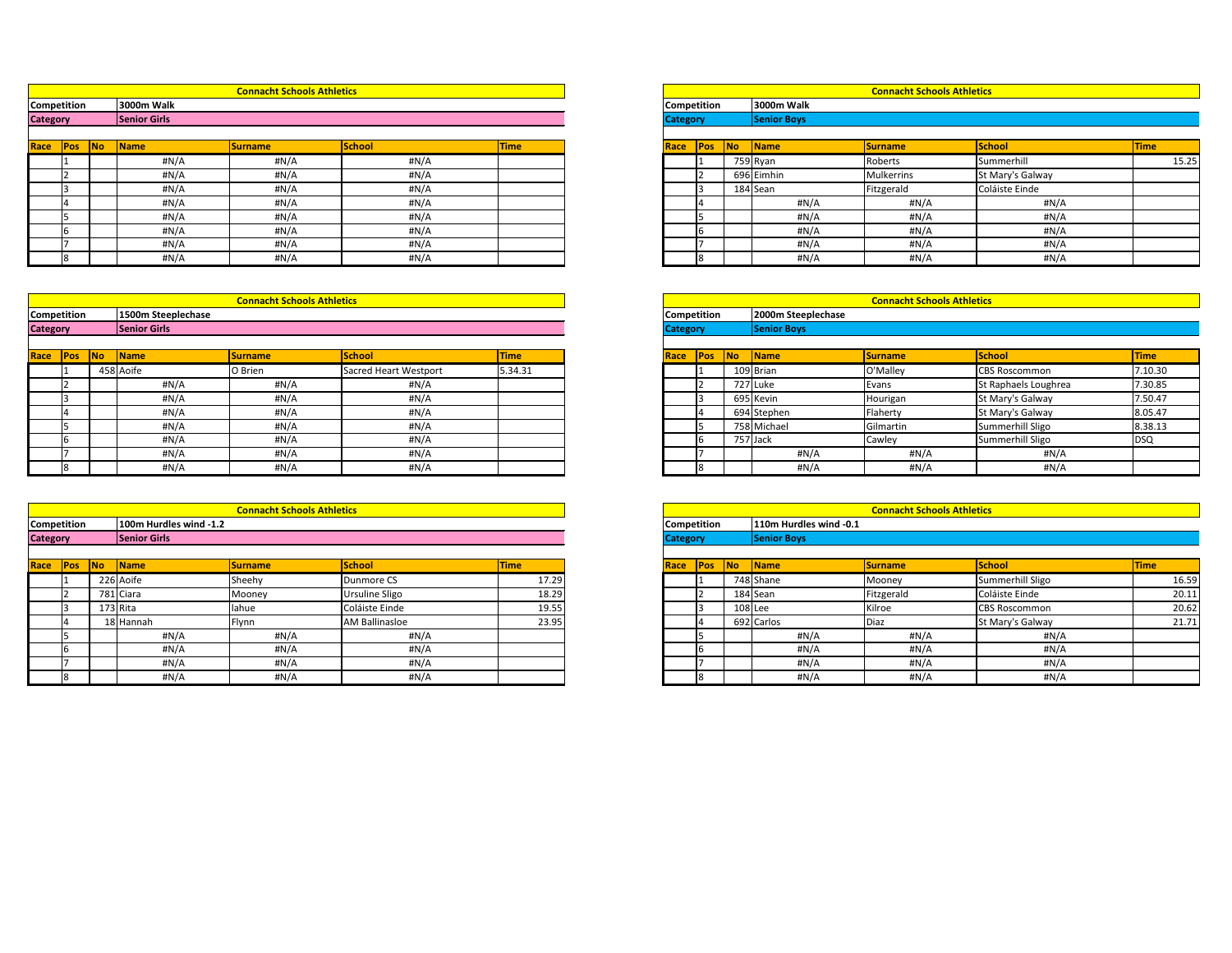## Connacht Schools Athletics

| Competition | 3000m Walk |
|---|---|
| Category | Senior Girls |

| Race | Pos | No | Name | Surname | School | Time |
|---|---|---|---|---|---|---|
| | 1 | | #N/A | #N/A | #N/A | |
| | 2 | | #N/A | #N/A | #N/A | |
| | 3 | | #N/A | #N/A | #N/A | |
| | 4 | | #N/A | #N/A | #N/A | |
| | 5 | | #N/A | #N/A | #N/A | |
| | 6 | | #N/A | #N/A | #N/A | |
| | 7 | | #N/A | #N/A | #N/A | |
| | 8 | | #N/A | #N/A | #N/A | |

## Connacht Schools Athletics

| Competition | 3000m Walk |
|---|---|
| Category | Senior Boys |

| Race | Pos | No | Name | Surname | School | Time |
|---|---|---|---|---|---|---|
| | 1 | 759 | Ryan | Roberts | Summerhill | 15.25 |
| | 2 | 696 | Eimhin | Mulkerrins | St Mary's Galway | |
| | 3 | 184 | Sean | Fitzgerald | Coláiste Einde | |
| | 4 | | #N/A | #N/A | #N/A | |
| | 5 | | #N/A | #N/A | #N/A | |
| | 6 | | #N/A | #N/A | #N/A | |
| | 7 | | #N/A | #N/A | #N/A | |
| | 8 | | #N/A | #N/A | #N/A | |

## Connacht Schools Athletics

| Competition | 1500m Steeplechase |
|---|---|
| Category | Senior Girls |

| Race | Pos | No | Name | Surname | School | Time |
|---|---|---|---|---|---|---|
| | 1 | 458 | Aoife | O Brien | Sacred Heart Westport | 5.34.31 |
| | 2 | | #N/A | #N/A | #N/A | |
| | 3 | | #N/A | #N/A | #N/A | |
| | 4 | | #N/A | #N/A | #N/A | |
| | 5 | | #N/A | #N/A | #N/A | |
| | 6 | | #N/A | #N/A | #N/A | |
| | 7 | | #N/A | #N/A | #N/A | |
| | 8 | | #N/A | #N/A | #N/A | |

## Connacht Schools Athletics

| Competition | 2000m Steeplechase |
|---|---|
| Category | Senior Boys |

| Race | Pos | No | Name | Surname | School | Time |
|---|---|---|---|---|---|---|
| | 1 | 109 | Brian | O'Malley | CBS Roscommon | 7.10.30 |
| | 2 | 727 | Luke | Evans | St Raphaels Loughrea | 7.30.85 |
| | 3 | 695 | Kevin | Hourigan | St Mary's Galway | 7.50.47 |
| | 4 | 694 | Stephen | Flaherty | St Mary's Galway | 8.05.47 |
| | 5 | 758 | Michael | Gilmartin | Summerhill Sligo | 8.38.13 |
| | 6 | 757 | Jack | Cawley | Summerhill Sligo | DSQ |
| | 7 | | #N/A | #N/A | #N/A | |
| | 8 | | #N/A | #N/A | #N/A | |

## Connacht Schools Athletics

| Competition | 100m Hurdles wind -1.2 |
|---|---|
| Category | Senior Girls |

| Race | Pos | No | Name | Surname | School | Time |
|---|---|---|---|---|---|---|
| | 1 | 226 | Aoife | Sheehy | Dunmore CS | 17.29 |
| | 2 | 781 | Ciara | Mooney | Ursuline Sligo | 18.29 |
| | 3 | 173 | Rita | lahue | Coláiste Einde | 19.55 |
| | 4 | 18 | Hannah | Flynn | AM Ballinasloe | 23.95 |
| | 5 | | #N/A | #N/A | #N/A | |
| | 6 | | #N/A | #N/A | #N/A | |
| | 7 | | #N/A | #N/A | #N/A | |
| | 8 | | #N/A | #N/A | #N/A | |

## Connacht Schools Athletics

| Competition | 110m Hurdles wind -0.1 |
|---|---|
| Category | Senior Boys |

| Race | Pos | No | Name | Surname | School | Time |
|---|---|---|---|---|---|---|
| | 1 | 748 | Shane | Mooney | Summerhill Sligo | 16.59 |
| | 2 | 184 | Sean | Fitzgerald | Coláiste Einde | 20.11 |
| | 3 | 108 | Lee | Kilroe | CBS Roscommon | 20.62 |
| | 4 | 692 | Carlos | Diaz | St Mary's Galway | 21.71 |
| | 5 | | #N/A | #N/A | #N/A | |
| | 6 | | #N/A | #N/A | #N/A | |
| | 7 | | #N/A | #N/A | #N/A | |
| | 8 | | #N/A | #N/A | #N/A | |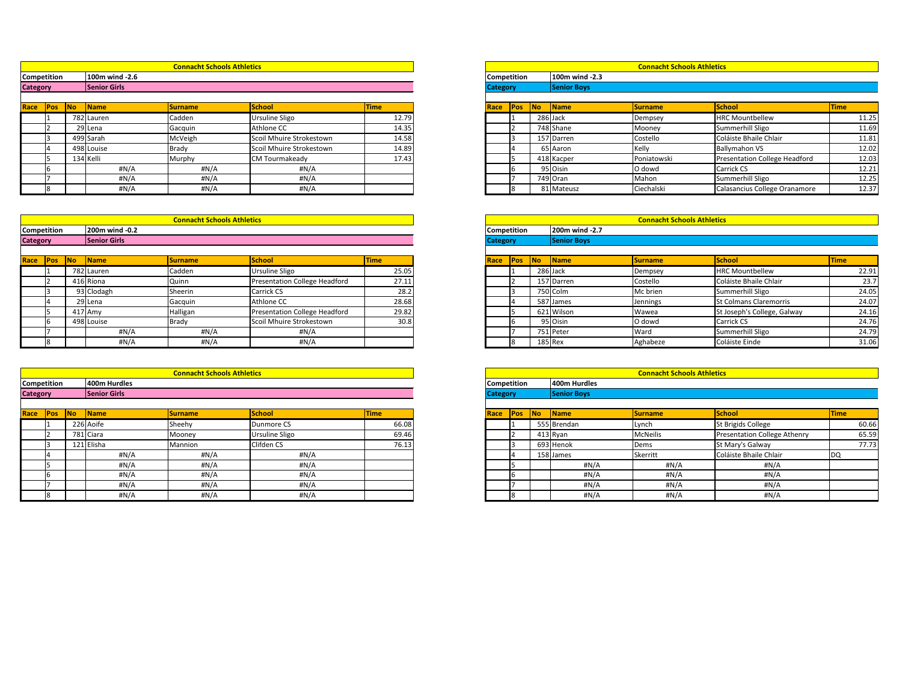## Connacht Schools Athletics

**Competition:** 100m wind -2.6
**Category:** Senior Girls

| Race | Pos | No | Name | Surname | School | Time |
|---|---|---|---|---|---|---|
| | 1 | 782 | Lauren | Cadden | Ursuline Sligo | 12.79 |
| | 2 | 29 | Lena | Gacquin | Athlone CC | 14.35 |
| | 3 | 499 | Sarah | McVeigh | Scoil Mhuire Strokestown | 14.58 |
| | 4 | 498 | Louise | Brady | Scoil Mhuire Strokestown | 14.89 |
| | 5 | 134 | Kelli | Murphy | CM Tourmakeady | 17.43 |
| | 6 | | #N/A | #N/A | #N/A | |
| | 7 | | #N/A | #N/A | #N/A | |
| | 8 | | #N/A | #N/A | #N/A | |

## Connacht Schools Athletics

**Competition:** 100m wind -2.3
**Category:** Senior Boys

| Race | Pos | No | Name | Surname | School | Time |
|---|---|---|---|---|---|---|
| | 1 | 286 | Jack | Dempsey | HRC Mountbellew | 11.25 |
| | 2 | 748 | Shane | Mooney | Summerhill Sligo | 11.69 |
| | 3 | 157 | Darren | Costello | Coláiste Bhaile Chlair | 11.81 |
| | 4 | 65 | Aaron | Kelly | Ballymahon VS | 12.02 |
| | 5 | 418 | Kacper | Poniatowski | Presentation College Headford | 12.03 |
| | 6 | 95 | Oisin | O dowd | Carrick CS | 12.21 |
| | 7 | 749 | Oran | Mahon | Summerhill Sligo | 12.25 |
| | 8 | 81 | Mateusz | Ciechalski | Calasancius College Oranamore | 12.37 |

## Connacht Schools Athletics

**Competition:** 200m wind -0.2
**Category:** Senior Girls

| Race | Pos | No | Name | Surname | School | Time |
|---|---|---|---|---|---|---|
| | 1 | 782 | Lauren | Cadden | Ursuline Sligo | 25.05 |
| | 2 | 416 | Ríona | Quinn | Presentation College Headford | 27.11 |
| | 3 | 93 | Clodagh | Sheerin | Carrick CS | 28.2 |
| | 4 | 29 | Lena | Gacquin | Athlone CC | 28.68 |
| | 5 | 417 | Amy | Halligan | Presentation College Headford | 29.82 |
| | 6 | 498 | Louise | Brady | Scoil Mhuire Strokestown | 30.8 |
| | 7 | | #N/A | #N/A | #N/A | |
| | 8 | | #N/A | #N/A | #N/A | |

## Connacht Schools Athletics

**Competition:** 200m wind -2.7
**Category:** Senior Boys

| Race | Pos | No | Name | Surname | School | Time |
|---|---|---|---|---|---|---|
| | 1 | 286 | Jack | Dempsey | HRC Mountbellew | 22.91 |
| | 2 | 157 | Darren | Costello | Coláiste Bhaile Chlair | 23.7 |
| | 3 | 750 | Colm | Mc brien | Summerhill Sligo | 24.05 |
| | 4 | 587 | James | Jennings | St Colmans Claremorris | 24.07 |
| | 5 | 621 | Wilson | Wawea | St Joseph's College, Galway | 24.16 |
| | 6 | 95 | Oisin | O dowd | Carrick CS | 24.76 |
| | 7 | 751 | Peter | Ward | Summerhill Sligo | 24.79 |
| | 8 | 185 | Rex | Aghabeze | Coláiste Einde | 31.06 |

## Connacht Schools Athletics

**Competition:** 400m Hurdles
**Category:** Senior Girls

| Race | Pos | No | Name | Surname | School | Time |
|---|---|---|---|---|---|---|
| | 1 | 226 | Aoife | Sheehy | Dunmore CS | 66.08 |
| | 2 | 781 | Ciara | Mooney | Ursuline Sligo | 69.46 |
| | 3 | 121 | Elisha | Mannion | Clifden CS | 76.13 |
| | 4 | | #N/A | #N/A | #N/A | |
| | 5 | | #N/A | #N/A | #N/A | |
| | 6 | | #N/A | #N/A | #N/A | |
| | 7 | | #N/A | #N/A | #N/A | |
| | 8 | | #N/A | #N/A | #N/A | |

## Connacht Schools Athletics

**Competition:** 400m Hurdles
**Category:** Senior Boys

| Race | Pos | No | Name | Surname | School | Time |
|---|---|---|---|---|---|---|
| | 1 | 555 | Brendan | Lynch | St Brigids College | 60.66 |
| | 2 | 413 | Ryan | McNeilis | Presentation College Athenry | 65.59 |
| | 3 | 693 | Henok | Dems | St Mary's Galway | 77.73 |
| | 4 | 158 | James | Skerritt | Coláiste Bhaile Chlair | DQ |
| | 5 | | #N/A | #N/A | #N/A | |
| | 6 | | #N/A | #N/A | #N/A | |
| | 7 | | #N/A | #N/A | #N/A | |
| | 8 | | #N/A | #N/A | #N/A | |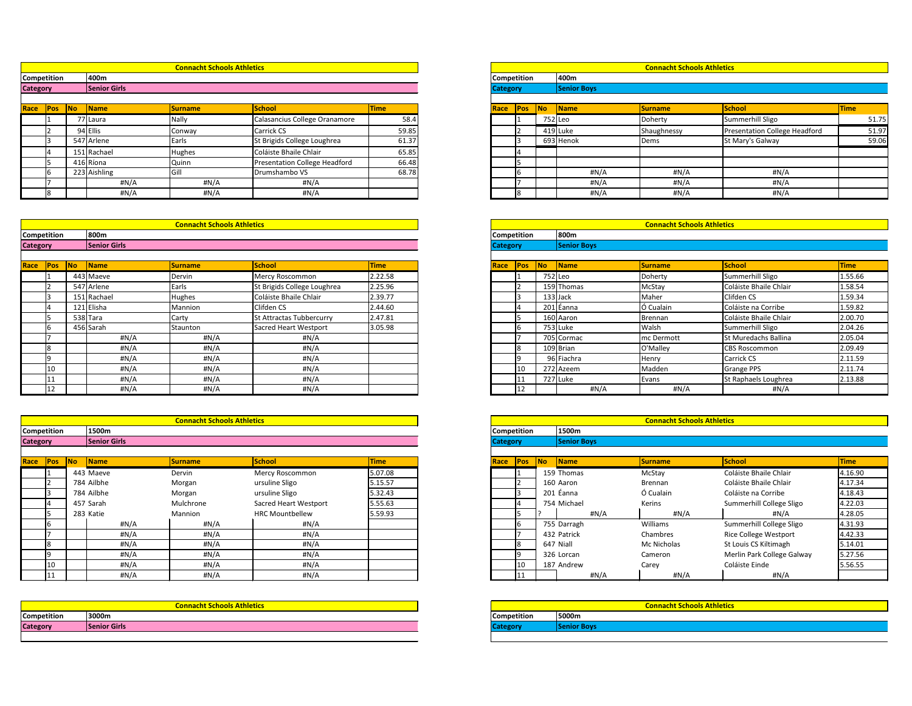## Connacht Schools Athletics

| Competition | 400m |
| --- | --- |
| Category | Senior Girls |

| Race | Pos | No | Name | Surname | School | Time |
| --- | --- | --- | --- | --- | --- | --- |
| | 1 | 77 | Laura | Nally | Calasancius College Oranamore | 58.4 |
| | 2 | 94 | Ellis | Conway | Carrick CS | 59.85 |
| | 3 | 547 | Arlene | Earls | St Brigids College Loughrea | 61.37 |
| | 4 | 151 | Rachael | Hughes | Coláiste Bhaile Chlair | 65.85 |
| | 5 | 416 | Riona | Quinn | Presentation College Headford | 66.48 |
| | 6 | 223 | Aishling | Gill | Drumshambo VS | 68.78 |
| | 7 | | #N/A | #N/A | #N/A | |
| | 8 | | #N/A | #N/A | #N/A | |

## Connacht Schools Athletics

| Competition | 400m |
| --- | --- |
| Category | Senior Boys |

| Race | Pos | No | Name | Surname | School | Time |
| --- | --- | --- | --- | --- | --- | --- |
| | 1 | 752 | Leo | Doherty | Summerhill Sligo | 51.75 |
| | 2 | 419 | Luke | Shaughnessy | Presentation College Headford | 51.97 |
| | 3 | 693 | Henok | Dems | St Mary's Galway | 59.06 |
| | 4 | | | | | |
| | 5 | | | | | |
| | 6 | | #N/A | #N/A | #N/A | |
| | 7 | | #N/A | #N/A | #N/A | |
| | 8 | | #N/A | #N/A | #N/A | |

## Connacht Schools Athletics

| Competition | 800m |
| --- | --- |
| Category | Senior Girls |

| Race | Pos | No | Name | Surname | School | Time |
| --- | --- | --- | --- | --- | --- | --- |
| | 1 | 443 | Maeve | Dervin | Mercy Roscommon | 2.22.58 |
| | 2 | 547 | Arlene | Earls | St Brigids College Loughrea | 2.25.96 |
| | 3 | 151 | Rachael | Hughes | Coláiste Bhaile Chlair | 2.39.77 |
| | 4 | 121 | Elisha | Mannion | Clifden CS | 2.44.60 |
| | 5 | 538 | Tara | Carty | St Attractas Tubbercurry | 2.47.81 |
| | 6 | 456 | Sarah | Staunton | Sacred Heart Westport | 3.05.98 |
| | 7 | | #N/A | #N/A | #N/A | |
| | 8 | | #N/A | #N/A | #N/A | |
| | 9 | | #N/A | #N/A | #N/A | |
| | 10 | | #N/A | #N/A | #N/A | |
| | 11 | | #N/A | #N/A | #N/A | |
| | 12 | | #N/A | #N/A | #N/A | |

## Connacht Schools Athletics

| Competition | 800m |
| --- | --- |
| Category | Senior Boys |

| Race | Pos | No | Name | Surname | School | Time |
| --- | --- | --- | --- | --- | --- | --- |
| | 1 | 752 | Leo | Doherty | Summerhill Sligo | 1.55.66 |
| | 2 | 159 | Thomas | McStay | Coláiste Bhaile Chlair | 1.58.54 |
| | 3 | 133 | Jack | Maher | Clifden CS | 1.59.34 |
| | 4 | 201 | Éanna | Ó Cualain | Coláiste na Corribe | 1.59.82 |
| | 5 | 160 | Aaron | Brennan | Coláiste Bhaile Chlair | 2.00.70 |
| | 6 | 753 | Luke | Walsh | Summerhill Sligo | 2.04.26 |
| | 7 | 705 | Cormac | mc Dermott | St Muredachs Ballina | 2.05.04 |
| | 8 | 109 | Brian | O'Malley | CBS Roscommon | 2.09.49 |
| | 9 | 96 | Fiachra | Henry | Carrick CS | 2.11.59 |
| | 10 | 272 | Azeem | Madden | Grange PPS | 2.11.74 |
| | 11 | 727 | Luke | Evans | St Raphaels Loughrea | 2.13.88 |
| | 12 | | #N/A | #N/A | #N/A | |

## Connacht Schools Athletics

| Competition | 1500m |
| --- | --- |
| Category | Senior Girls |

| Race | Pos | No | Name | Surname | School | Time |
| --- | --- | --- | --- | --- | --- | --- |
| | 1 | 443 | Maeve | Dervin | Mercy Roscommon | 5.07.08 |
| | 2 | 784 | Ailbhe | Morgan | ursuline Sligo | 5.15.57 |
| | 3 | 784 | Ailbhe | Morgan | ursuline Sligo | 5.32.43 |
| | 4 | 457 | Sarah | Mulchrone | Sacred Heart Westport | 5.55.63 |
| | 5 | 283 | Katie | Mannion | HRC Mountbellew | 5.59.93 |
| | 6 | | #N/A | #N/A | #N/A | |
| | 7 | | #N/A | #N/A | #N/A | |
| | 8 | | #N/A | #N/A | #N/A | |
| | 9 | | #N/A | #N/A | #N/A | |
| | 10 | | #N/A | #N/A | #N/A | |
| | 11 | | #N/A | #N/A | #N/A | |

## Connacht Schools Athletics

| Competition | 1500m |
| --- | --- |
| Category | Senior Boys |

| Race | Pos | No | Name | Surname | School | Time |
| --- | --- | --- | --- | --- | --- | --- |
| | 1 | 159 | Thomas | McStay | Coláiste Bhaile Chlair | 4.16.90 |
| | 2 | 160 | Aaron | Brennan | Coláiste Bhaile Chlair | 4.17.34 |
| | 3 | 201 | Éanna | Ó Cualain | Coláiste na Corribe | 4.18.43 |
| | 4 | 754 | Michael | Kerins | Summerhill College Sligo | 4.22.03 |
| | 5 | ? | #N/A | #N/A | #N/A | 4.28.05 |
| | 6 | 755 | Darragh | Williams | Summerhill College Sligo | 4.31.93 |
| | 7 | 432 | Patrick | Chambres | Rice College Westport | 4.42.33 |
| | 8 | 647 | Niall | Mc Nicholas | St Louis CS Kiltimagh | 5.14.01 |
| | 9 | 326 | Lorcan | Cameron | Merlin Park College Galway | 5.27.56 |
| | 10 | 187 | Andrew | Carey | Coláiste Einde | 5.56.55 |
| | 11 | | #N/A | #N/A | #N/A | |

## Connacht Schools Athletics

| Competition | 3000m |
| --- | --- |
| Category | Senior Girls |

## Connacht Schools Athletics

| Competition | 5000m |
| --- | --- |
| Category | Senior Boys |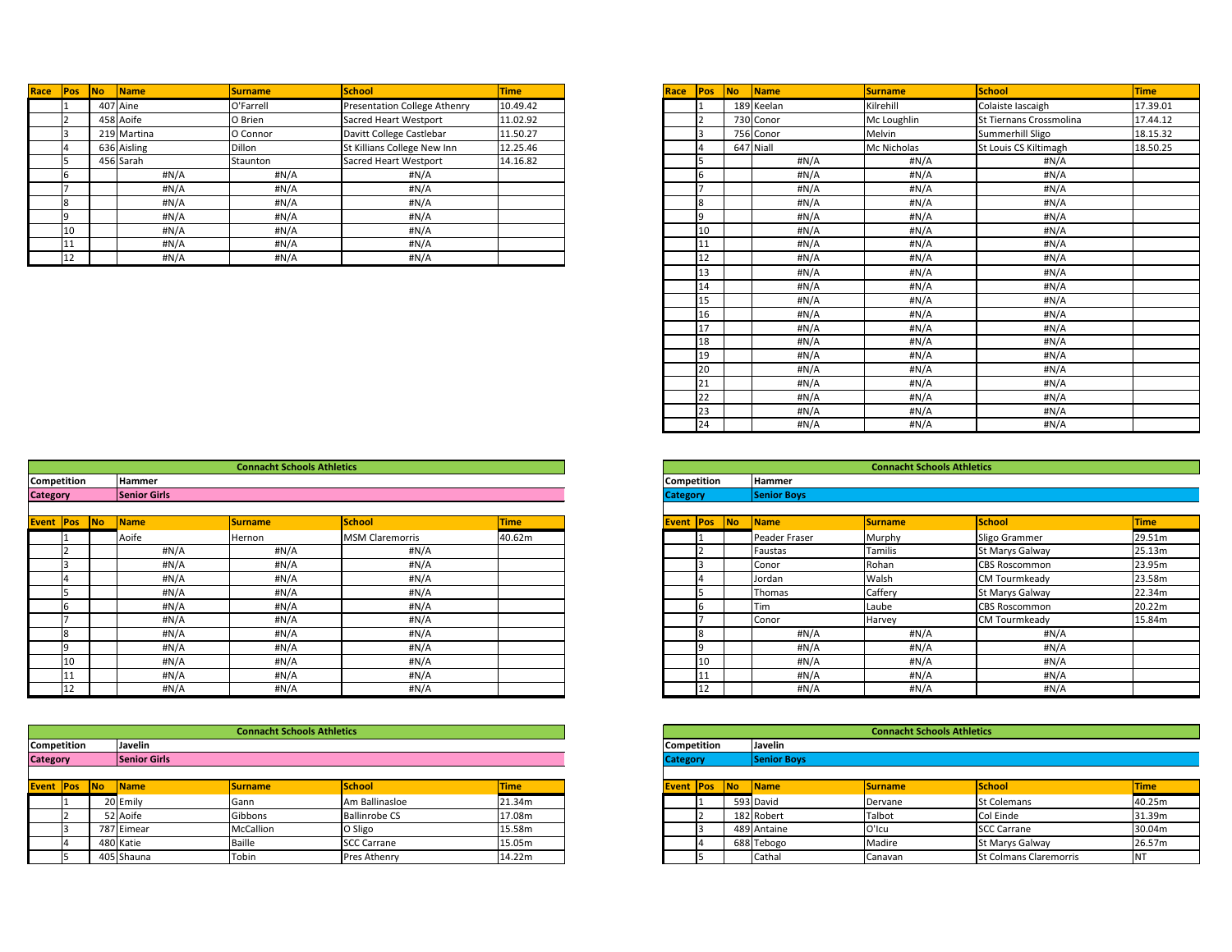| Race | Pos | No | Name | Surname | School | Time |
|---|---|---|---|---|---|---|
| | 1 | 407 | Aine | O'Farrell | Presentation College Athenry | 10.49.42 |
| | 2 | 458 | Aoife | O Brien | Sacred Heart Westport | 11.02.92 |
| | 3 | 219 | Martina | O Connor | Davitt College Castlebar | 11.50.27 |
| | 4 | 636 | Aisling | Dillon | St Killians College New Inn | 12.25.46 |
| | 5 | 456 | Sarah | Staunton | Sacred Heart Westport | 14.16.82 |
| | 6 | | #N/A | #N/A | #N/A | |
| | 7 | | #N/A | #N/A | #N/A | |
| | 8 | | #N/A | #N/A | #N/A | |
| | 9 | | #N/A | #N/A | #N/A | |
| | 10 | | #N/A | #N/A | #N/A | |
| | 11 | | #N/A | #N/A | #N/A | |
| | 12 | | #N/A | #N/A | #N/A | |

| Race | Pos | No | Name | Surname | School | Time |
|---|---|---|---|---|---|---|
| | 1 | 189 | Keelan | Kilrehill | Colaiste Iascaigh | 17.39.01 |
| | 2 | 730 | Conor | Mc Loughlin | St Tiernans Crossmolina | 17.44.12 |
| | 3 | 756 | Conor | Melvin | Summerhill Sligo | 18.15.32 |
| | 4 | 647 | Niall | Mc Nicholas | St Louis CS Kiltimagh | 18.50.25 |
| | 5 | | #N/A | #N/A | #N/A | |
| | 6 | | #N/A | #N/A | #N/A | |
| | 7 | | #N/A | #N/A | #N/A | |
| | 8 | | #N/A | #N/A | #N/A | |
| | 9 | | #N/A | #N/A | #N/A | |
| | 10 | | #N/A | #N/A | #N/A | |
| | 11 | | #N/A | #N/A | #N/A | |
| | 12 | | #N/A | #N/A | #N/A | |
| | 13 | | #N/A | #N/A | #N/A | |
| | 14 | | #N/A | #N/A | #N/A | |
| | 15 | | #N/A | #N/A | #N/A | |
| | 16 | | #N/A | #N/A | #N/A | |
| | 17 | | #N/A | #N/A | #N/A | |
| | 18 | | #N/A | #N/A | #N/A | |
| | 19 | | #N/A | #N/A | #N/A | |
| | 20 | | #N/A | #N/A | #N/A | |
| | 21 | | #N/A | #N/A | #N/A | |
| | 22 | | #N/A | #N/A | #N/A | |
| | 23 | | #N/A | #N/A | #N/A | |
| | 24 | | #N/A | #N/A | #N/A | |

**Connacht Schools Athletics**

**Competition:** Hammer
**Category:** Senior Girls

| Event | Pos | No | Name | Surname | School | Time |
|---|---|---|---|---|---|---|
| | 1 | | Aoife | Hernon | MSM Claremorris | 40.62m |
| | 2 | | #N/A | #N/A | #N/A | |
| | 3 | | #N/A | #N/A | #N/A | |
| | 4 | | #N/A | #N/A | #N/A | |
| | 5 | | #N/A | #N/A | #N/A | |
| | 6 | | #N/A | #N/A | #N/A | |
| | 7 | | #N/A | #N/A | #N/A | |
| | 8 | | #N/A | #N/A | #N/A | |
| | 9 | | #N/A | #N/A | #N/A | |
| | 10 | | #N/A | #N/A | #N/A | |
| | 11 | | #N/A | #N/A | #N/A | |
| | 12 | | #N/A | #N/A | #N/A | |

**Connacht Schools Athletics**

**Competition:** Hammer
**Category:** Senior Boys

| Event | Pos | No | Name | Surname | School | Time |
|---|---|---|---|---|---|---|
| | 1 | | Peader Fraser | Murphy | Sligo Grammer | 29.51m |
| | 2 | | Faustas | Tamilis | St Marys Galway | 25.13m |
| | 3 | | Conor | Rohan | CBS Roscommon | 23.95m |
| | 4 | | Jordan | Walsh | CM Tourmkeady | 23.58m |
| | 5 | | Thomas | Caffery | St Marys Galway | 22.34m |
| | 6 | | Tim | Laube | CBS Roscommon | 20.22m |
| | 7 | | Conor | Harvey | CM Tourmkeady | 15.84m |
| | 8 | | #N/A | #N/A | #N/A | |
| | 9 | | #N/A | #N/A | #N/A | |
| | 10 | | #N/A | #N/A | #N/A | |
| | 11 | | #N/A | #N/A | #N/A | |
| | 12 | | #N/A | #N/A | #N/A | |

**Connacht Schools Athletics**

**Competition:** Javelin
**Category:** Senior Girls

| Event | Pos | No | Name | Surname | School | Time |
|---|---|---|---|---|---|---|
| | 1 | 20 | Emily | Gann | Am Ballinasloe | 21.34m |
| | 2 | 52 | Aoife | Gibbons | Ballinrobe CS | 17.08m |
| | 3 | 787 | Eimear | McCallion | O Sligo | 15.58m |
| | 4 | 480 | Katie | Baille | SCC Carrane | 15.05m |
| | 5 | 405 | Shauna | Tobin | Pres Athenry | 14.22m |

**Connacht Schools Athletics**

**Competition:** Javelin
**Category:** Senior Boys

| Event | Pos | No | Name | Surname | School | Time |
|---|---|---|---|---|---|---|
| | 1 | 593 | David | Dervane | St Colemans | 40.25m |
| | 2 | 182 | Robert | Talbot | Col Einde | 31.39m |
| | 3 | 489 | Antaine | O'Icu | SCC Carrane | 30.04m |
| | 4 | 688 | Tebogo | Madire | St Marys Galway | 26.57m |
| | 5 | | Cathal | Canavan | St Colmans Claremorris | NT |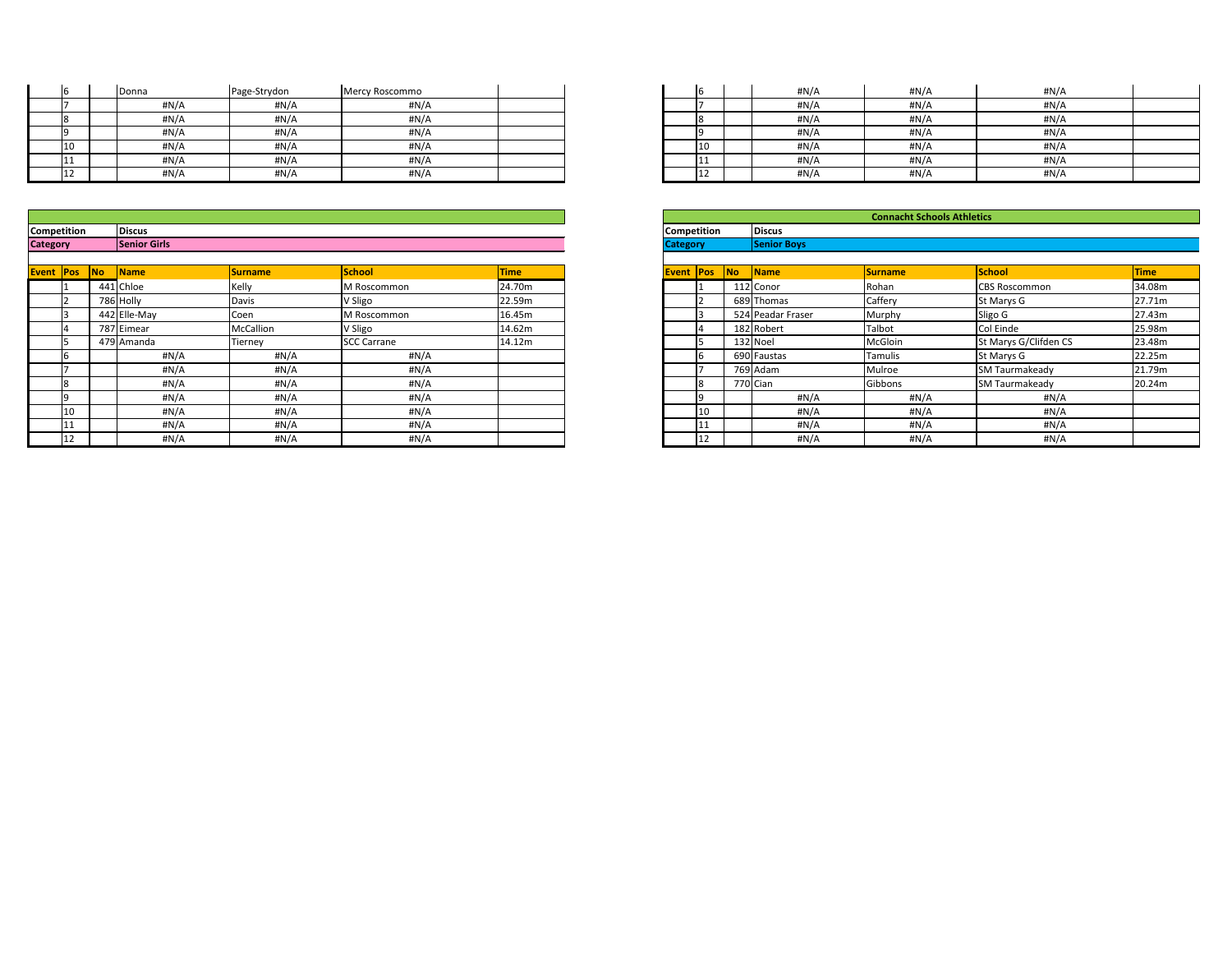| Event | Pos | No | Name | Surname | School | Time |
|---|---|---|---|---|---|---|
| | 6 | | Donna | Page-Strydon | Mercy Roscommo | |
| | 7 | | #N/A | #N/A | #N/A | |
| | 8 | | #N/A | #N/A | #N/A | |
| | 9 | | #N/A | #N/A | #N/A | |
| | 10 | | #N/A | #N/A | #N/A | |
| | 11 | | #N/A | #N/A | #N/A | |
| | 12 | | #N/A | #N/A | #N/A | |

| Event | Pos | No | Name | Surname | School | Time |
|---|---|---|---|---|---|---|
| | 6 | | #N/A | #N/A | #N/A | |
| | 7 | | #N/A | #N/A | #N/A | |
| | 8 | | #N/A | #N/A | #N/A | |
| | 9 | | #N/A | #N/A | #N/A | |
| | 10 | | #N/A | #N/A | #N/A | |
| | 11 | | #N/A | #N/A | #N/A | |
| | 12 | | #N/A | #N/A | #N/A | |

**Competition** Discus
**Category** Senior Girls

| Event | Pos | No | Name | Surname | School | Time |
|---|---|---|---|---|---|---|
| | 1 | 441 | Chloe | Kelly | M Roscommon | 24.70m |
| | 2 | 786 | Holly | Davis | V Sligo | 22.59m |
| | 3 | 442 | Elle-May | Coen | M Roscommon | 16.45m |
| | 4 | 787 | Eimear | McCallion | V Sligo | 14.62m |
| | 5 | 479 | Amanda | Tierney | SCC Carrane | 14.12m |
| | 6 | | #N/A | #N/A | #N/A | |
| | 7 | | #N/A | #N/A | #N/A | |
| | 8 | | #N/A | #N/A | #N/A | |
| | 9 | | #N/A | #N/A | #N/A | |
| | 10 | | #N/A | #N/A | #N/A | |
| | 11 | | #N/A | #N/A | #N/A | |
| | 12 | | #N/A | #N/A | #N/A | |

**Connacht Schools Athletics**

**Competition** Discus
**Category** Senior Boys

| Event | Pos | No | Name | Surname | School | Time |
|---|---|---|---|---|---|---|
| | 1 | 112 | Conor | Rohan | CBS Roscommon | 34.08m |
| | 2 | 689 | Thomas | Caffery | St Marys G | 27.71m |
| | 3 | 524 | Peadar Fraser | Murphy | Sligo G | 27.43m |
| | 4 | 182 | Robert | Talbot | Col Einde | 25.98m |
| | 5 | 132 | Noel | McGloin | St Marys G/Clifden CS | 23.48m |
| | 6 | 690 | Faustas | Tamulis | St Marys G | 22.25m |
| | 7 | 769 | Adam | Mulroe | SM Taurmakeady | 21.79m |
| | 8 | 770 | Cian | Gibbons | SM Taurmakeady | 20.24m |
| | 9 | | #N/A | #N/A | #N/A | |
| | 10 | | #N/A | #N/A | #N/A | |
| | 11 | | #N/A | #N/A | #N/A | |
| | 12 | | #N/A | #N/A | #N/A | |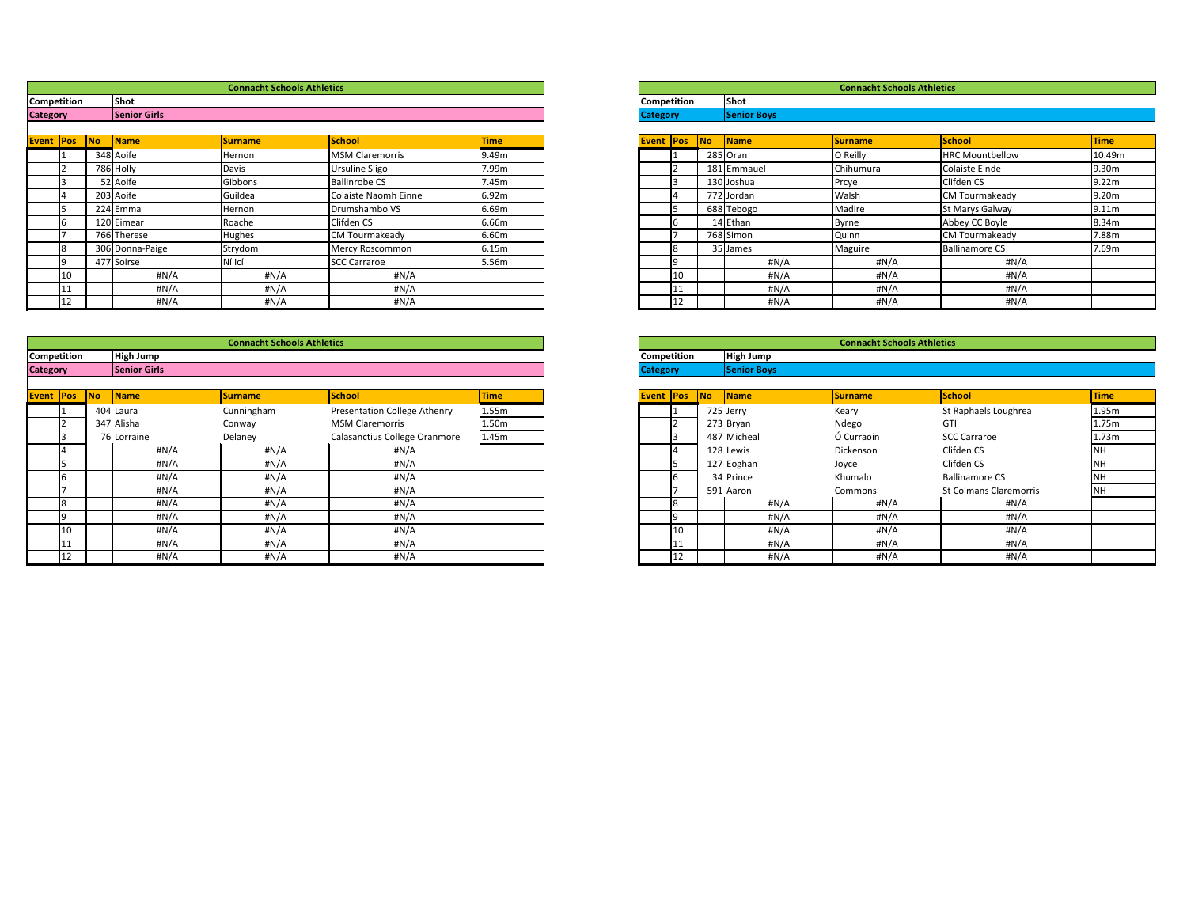## Connacht Schools Athletics

**Competition:** Shot
**Category:** Senior Girls

| Event | Pos | No | Name | Surname | School | Time |
|---|---|---|---|---|---|---|
| | 1 | 348 | Aoife | Hernon | MSM Claremorris | 9.49m |
| | 2 | 786 | Holly | Davis | Ursuline Sligo | 7.99m |
| | 3 | 52 | Aoife | Gibbons | Ballinrobe CS | 7.45m |
| | 4 | 203 | Aoife | Guildea | Colaiste Naomh Einne | 6.92m |
| | 5 | 224 | Emma | Hernon | Drumshambo VS | 6.69m |
| | 6 | 120 | Eimear | Roache | Clifden CS | 6.66m |
| | 7 | 766 | Therese | Hughes | CM Tourmakeady | 6.60m |
| | 8 | 306 | Donna-Paige | Strydom | Mercy Roscommon | 6.15m |
| | 9 | 477 | Soirse | Ní Icí | SCC Carraroe | 5.56m |
| | 10 | | #N/A | #N/A | #N/A | |
| | 11 | | #N/A | #N/A | #N/A | |
| | 12 | | #N/A | #N/A | #N/A | |

## Connacht Schools Athletics

**Competition:** Shot
**Category:** Senior Boys

| Event | Pos | No | Name | Surname | School | Time |
|---|---|---|---|---|---|---|
| | 1 | 285 | Oran | O Reilly | HRC Mountbellow | 10.49m |
| | 2 | 181 | Emmauel | Chihumura | Colaiste Einde | 9.30m |
| | 3 | 130 | Joshua | Prcye | Clifden CS | 9.22m |
| | 4 | 772 | Jordan | Walsh | CM Tourmakeady | 9.20m |
| | 5 | 688 | Tebogo | Madire | St Marys Galway | 9.11m |
| | 6 | 14 | Ethan | Byrne | Abbey CC Boyle | 8.34m |
| | 7 | 768 | Simon | Quinn | CM Tourmakeady | 7.88m |
| | 8 | 35 | James | Maguire | Ballinamore CS | 7.69m |
| | 9 | | #N/A | #N/A | #N/A | |
| | 10 | | #N/A | #N/A | #N/A | |
| | 11 | | #N/A | #N/A | #N/A | |
| | 12 | | #N/A | #N/A | #N/A | |

## Connacht Schools Athletics

**Competition:** High Jump
**Category:** Senior Girls

| Event | Pos | No | Name | Surname | School | Time |
|---|---|---|---|---|---|---|
| | 1 | 404 | Laura | Cunningham | Presentation College Athenry | 1.55m |
| | 2 | 347 | Alisha | Conway | MSM Claremorris | 1.50m |
| | 3 | 76 | Lorraine | Delaney | Calasanctius College Oranmore | 1.45m |
| | 4 | | #N/A | #N/A | #N/A | |
| | 5 | | #N/A | #N/A | #N/A | |
| | 6 | | #N/A | #N/A | #N/A | |
| | 7 | | #N/A | #N/A | #N/A | |
| | 8 | | #N/A | #N/A | #N/A | |
| | 9 | | #N/A | #N/A | #N/A | |
| | 10 | | #N/A | #N/A | #N/A | |
| | 11 | | #N/A | #N/A | #N/A | |
| | 12 | | #N/A | #N/A | #N/A | |

## Connacht Schools Athletics

**Competition:** High Jump
**Category:** Senior Boys

| Event | Pos | No | Name | Surname | School | Time |
|---|---|---|---|---|---|---|
| | 1 | 725 | Jerry | Keary | St Raphaels Loughrea | 1.95m |
| | 2 | 273 | Bryan | Ndego | GTI | 1.75m |
| | 3 | 487 | Micheal | Ó Curraoin | SCC Carraroe | 1.73m |
| | 4 | 128 | Lewis | Dickenson | Clifden CS | NH |
| | 5 | 127 | Eoghan | Joyce | Clifden CS | NH |
| | 6 | 34 | Prince | Khumalo | Ballinamore CS | NH |
| | 7 | 591 | Aaron | Commons | St Colmans Claremorris | NH |
| | 8 | | #N/A | #N/A | #N/A | |
| | 9 | | #N/A | #N/A | #N/A | |
| | 10 | | #N/A | #N/A | #N/A | |
| | 11 | | #N/A | #N/A | #N/A | |
| | 12 | | #N/A | #N/A | #N/A | |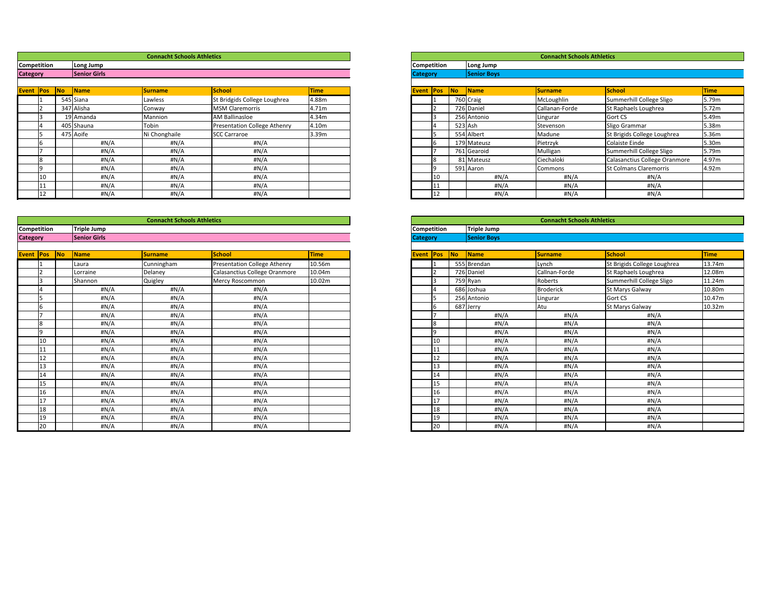## Connacht Schools Athletics

**Competition** Long Jump
**Category** Senior Girls

| Event | Pos | No | Name | Surname | School | Time |
|---|---|---|---|---|---|---|
| | 1 | 545 | Siana | Lawless | St Bridgids College Loughrea | 4.88m |
| | 2 | 347 | Alisha | Conway | MSM Claremorris | 4.71m |
| | 3 | 19 | Amanda | Mannion | AM Ballinasloe | 4.34m |
| | 4 | 405 | Shauna | Tobin | Presentation College Athenry | 4.10m |
| | 5 | 475 | Aoife | Ni Chonghaile | SCC Carraroe | 3.39m |
| | 6 | | #N/A | #N/A | #N/A | |
| | 7 | | #N/A | #N/A | #N/A | |
| | 8 | | #N/A | #N/A | #N/A | |
| | 9 | | #N/A | #N/A | #N/A | |
| | 10 | | #N/A | #N/A | #N/A | |
| | 11 | | #N/A | #N/A | #N/A | |
| | 12 | | #N/A | #N/A | #N/A | |

## Connacht Schools Athletics

**Competition** Long Jump
**Category** Senior Boys

| Event | Pos | No | Name | Surname | School | Time |
|---|---|---|---|---|---|---|
| | 1 | 760 | Craig | McLoughlin | Summerhill College Sligo | 5.79m |
| | 2 | 726 | Daniel | Callanan-Forde | St Raphaels Loughrea | 5.72m |
| | 3 | 256 | Antonio | Lingurar | Gort CS | 5.49m |
| | 4 | 523 | Ash | Stevenson | Sligo Grammar | 5.38m |
| | 5 | 554 | Albert | Madune | St Brigids College Loughrea | 5.36m |
| | 6 | 179 | Mateusz | Pietrzyk | Colaiste Einde | 5.30m |
| | 7 | 761 | Gearoid | Mulligan | Summerhill College Sligo | 5.79m |
| | 8 | 81 | Mateusz | Ciechaloki | Calasanctius College Oranmore | 4.97m |
| | 9 | 591 | Aaron | Commons | St Colmans Claremorris | 4.92m |
| | 10 | | #N/A | #N/A | #N/A | |
| | 11 | | #N/A | #N/A | #N/A | |
| | 12 | | #N/A | #N/A | #N/A | |

## Connacht Schools Athletics

**Competition** Triple Jump
**Category** Senior Girls

| Event | Pos | No | Name | Surname | School | Time |
|---|---|---|---|---|---|---|
| | 1 | | Laura | Cunningham | Presentation College Athenry | 10.56m |
| | 2 | | Lorraine | Delaney | Calasanctius College Oranmore | 10.04m |
| | 3 | | Shannon | Quigley | Mercy Roscommon | 10.02m |
| | 4 | | #N/A | #N/A | #N/A | |
| | 5 | | #N/A | #N/A | #N/A | |
| | 6 | | #N/A | #N/A | #N/A | |
| | 7 | | #N/A | #N/A | #N/A | |
| | 8 | | #N/A | #N/A | #N/A | |
| | 9 | | #N/A | #N/A | #N/A | |
| | 10 | | #N/A | #N/A | #N/A | |
| | 11 | | #N/A | #N/A | #N/A | |
| | 12 | | #N/A | #N/A | #N/A | |
| | 13 | | #N/A | #N/A | #N/A | |
| | 14 | | #N/A | #N/A | #N/A | |
| | 15 | | #N/A | #N/A | #N/A | |
| | 16 | | #N/A | #N/A | #N/A | |
| | 17 | | #N/A | #N/A | #N/A | |
| | 18 | | #N/A | #N/A | #N/A | |
| | 19 | | #N/A | #N/A | #N/A | |
| | 20 | | #N/A | #N/A | #N/A | |

## Connacht Schools Athletics

**Competition** Triple Jump
**Category** Senior Boys

| Event | Pos | No | Name | Surname | School | Time |
|---|---|---|---|---|---|---|
| | 1 | 555 | Brendan | Lynch | St Brigids College Loughrea | 13.74m |
| | 2 | 726 | Daniel | Callnan-Forde | St Raphaels Loughrea | 12.08m |
| | 3 | 759 | Ryan | Roberts | Summerhill College Sligo | 11.24m |
| | 4 | 686 | Joshua | Broderick | St Marys Galway | 10.80m |
| | 5 | 256 | Antonio | Lingurar | Gort CS | 10.47m |
| | 6 | 687 | Jerry | Atu | St Marys Galway | 10.32m |
| | 7 | | #N/A | #N/A | #N/A | |
| | 8 | | #N/A | #N/A | #N/A | |
| | 9 | | #N/A | #N/A | #N/A | |
| | 10 | | #N/A | #N/A | #N/A | |
| | 11 | | #N/A | #N/A | #N/A | |
| | 12 | | #N/A | #N/A | #N/A | |
| | 13 | | #N/A | #N/A | #N/A | |
| | 14 | | #N/A | #N/A | #N/A | |
| | 15 | | #N/A | #N/A | #N/A | |
| | 16 | | #N/A | #N/A | #N/A | |
| | 17 | | #N/A | #N/A | #N/A | |
| | 18 | | #N/A | #N/A | #N/A | |
| | 19 | | #N/A | #N/A | #N/A | |
| | 20 | | #N/A | #N/A | #N/A | |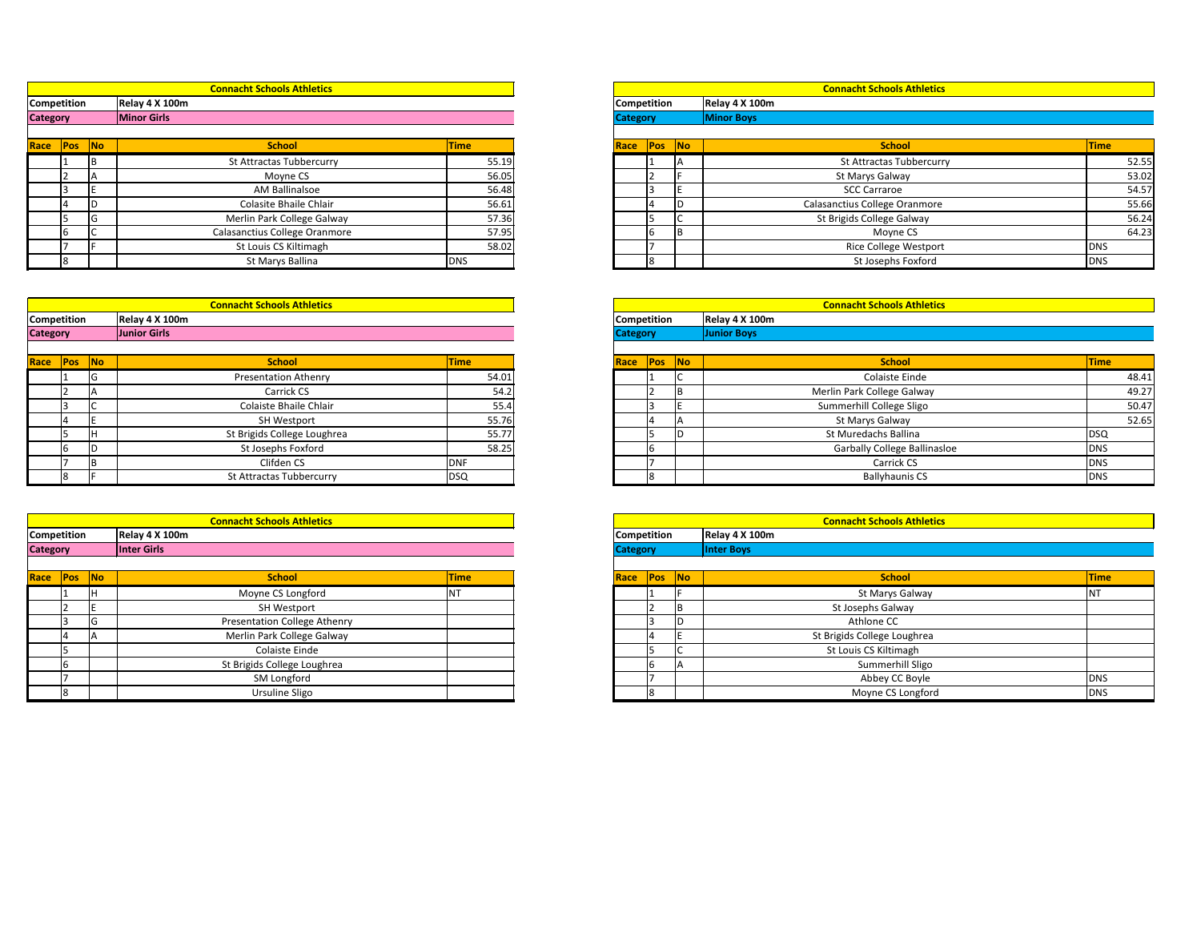## Connacht Schools Athletics

**Competition:** Relay 4 X 100m
**Category:** Minor Girls

| Race | Pos | No | School | Time |
|---|---|---|---|---|
| | 1 | B | St Attractas Tubbercurry | 55.19 |
| | 2 | A | Moyne CS | 56.05 |
| | 3 | E | AM Ballinalsoe | 56.48 |
| | 4 | D | Colasite Bhaile Chlair | 56.61 |
| | 5 | G | Merlin Park College Galway | 57.36 |
| | 6 | C | Calasanctius College Oranmore | 57.95 |
| | 7 | F | St Louis CS Kiltimagh | 58.02 |
| | 8 | | St Marys Ballina | DNS |

## Connacht Schools Athletics

**Competition:** Relay 4 X 100m
**Category:** Minor Boys

| Race | Pos | No | School | Time |
|---|---|---|---|---|
| | 1 | A | St Attractas Tubbercurry | 52.55 |
| | 2 | F | St Marys Galway | 53.02 |
| | 3 | E | SCC Carraroe | 54.57 |
| | 4 | D | Calasanctius College Oranmore | 55.66 |
| | 5 | C | St Brigids College Galway | 56.24 |
| | 6 | B | Moyne CS | 64.23 |
| | 7 | | Rice College Westport | DNS |
| | 8 | | St Josephs Foxford | DNS |

## Connacht Schools Athletics

**Competition:** Relay 4 X 100m
**Category:** Junior Girls

| Race | Pos | No | School | Time |
|---|---|---|---|---|
| | 1 | G | Presentation Athenry | 54.01 |
| | 2 | A | Carrick CS | 54.2 |
| | 3 | C | Colaiste Bhaile Chlair | 55.4 |
| | 4 | E | SH Westport | 55.76 |
| | 5 | H | St Brigids College Loughrea | 55.77 |
| | 6 | D | St Josephs Foxford | 58.25 |
| | 7 | B | Clifden CS | DNF |
| | 8 | F | St Attractas Tubbercurry | DSQ |

## Connacht Schools Athletics

**Competition:** Relay 4 X 100m
**Category:** Junior Boys

| Race | Pos | No | School | Time |
|---|---|---|---|---|
| | 1 | C | Colaiste Einde | 48.41 |
| | 2 | B | Merlin Park College Galway | 49.27 |
| | 3 | E | Summerhill College Sligo | 50.47 |
| | 4 | A | St Marys Galway | 52.65 |
| | 5 | D | St Muredachs Ballina | DSQ |
| | 6 | | Garbally College Ballinasloe | DNS |
| | 7 | | Carrick CS | DNS |
| | 8 | | Ballyhaunis CS | DNS |

## Connacht Schools Athletics

**Competition:** Relay 4 X 100m
**Category:** Inter Girls

| Race | Pos | No | School | Time |
|---|---|---|---|---|
| | 1 | H | Moyne CS Longford | NT |
| | 2 | E | SH Westport | |
| | 3 | G | Presentation College Athenry | |
| | 4 | A | Merlin Park College Galway | |
| | 5 | | Colaiste Einde | |
| | 6 | | St Brigids College Loughrea | |
| | 7 | | SM Longford | |
| | 8 | | Ursuline Sligo | |

## Connacht Schools Athletics

**Competition:** Relay 4 X 100m
**Category:** Inter Boys

| Race | Pos | No | School | Time |
|---|---|---|---|---|
| | 1 | F | St Marys Galway | NT |
| | 2 | B | St Josephs Galway | |
| | 3 | D | Athlone CC | |
| | 4 | E | St Brigids College Loughrea | |
| | 5 | C | St Louis CS Kiltimagh | |
| | 6 | A | Summerhill Sligo | |
| | 7 | | Abbey CC Boyle | DNS |
| | 8 | | Moyne CS Longford | DNS |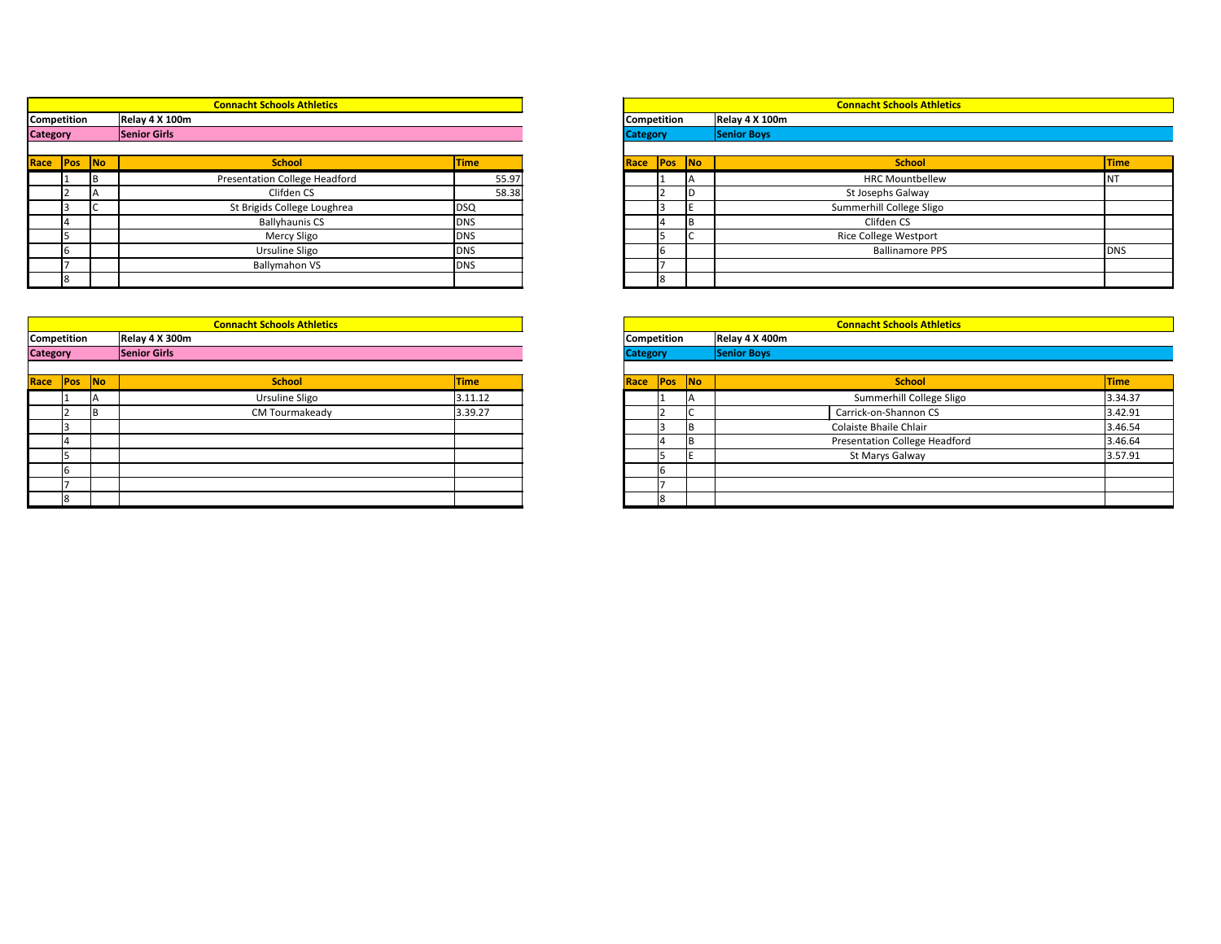**Connacht Schools Athletics**

| | | | | |
|---|---|---|---|---|
| **Competition** | | **Relay 4 X 100m** | | |
| **Category** | | **Senior Girls** | | |
| **Race** | **Pos** | **No** | **School** | **Time** |
| | 1 | B | Presentation College Headford | 55.97 |
| | 2 | A | Clifden CS | 58.38 |
| | 3 | C | St Brigids College Loughrea | DSQ |
| | 4 | | Ballyhaunis CS | DNS |
| | 5 | | Mercy Sligo | DNS |
| | 6 | | Ursuline Sligo | DNS |
| | 7 | | Ballymahon VS | DNS |
| | 8 | | | |

**Connacht Schools Athletics**

| | | | | |
|---|---|---|---|---|
| **Competition** | | **Relay 4 X 100m** | | |
| **Category** | | **Senior Boys** | | |
| **Race** | **Pos** | **No** | **School** | **Time** |
| | 1 | A | HRC Mountbellew | NT |
| | 2 | D | St Josephs Galway | |
| | 3 | E | Summerhill College Sligo | |
| | 4 | B | Clifden CS | |
| | 5 | C | Rice College Westport | |
| | 6 | | Ballinamore PPS | DNS |
| | 7 | | | |
| | 8 | | | |

**Connacht Schools Athletics**

| | | | | |
|---|---|---|---|---|
| **Competition** | | **Relay 4 X 300m** | | |
| **Category** | | **Senior Girls** | | |
| **Race** | **Pos** | **No** | **School** | **Time** |
| | 1 | A | Ursuline Sligo | 3.11.12 |
| | 2 | B | CM Tourmakeady | 3.39.27 |
| | 3 | | | |
| | 4 | | | |
| | 5 | | | |
| | 6 | | | |
| | 7 | | | |
| | 8 | | | |

**Connacht Schools Athletics**

| | | | | |
|---|---|---|---|---|
| **Competition** | | **Relay 4 X 400m** | | |
| **Category** | | **Senior Boys** | | |
| **Race** | **Pos** | **No** | **School** | **Time** |
| | 1 | A | Summerhill College Sligo | 3.34.37 |
| | 2 | C | Carrick-on-Shannon CS | 3.42.91 |
| | 3 | B | Colaiste Bhaile Chlair | 3.46.54 |
| | 4 | B | Presentation College Headford | 3.46.64 |
| | 5 | E | St Marys Galway | 3.57.91 |
| | 6 | | | |
| | 7 | | | |
| | 8 | | | |